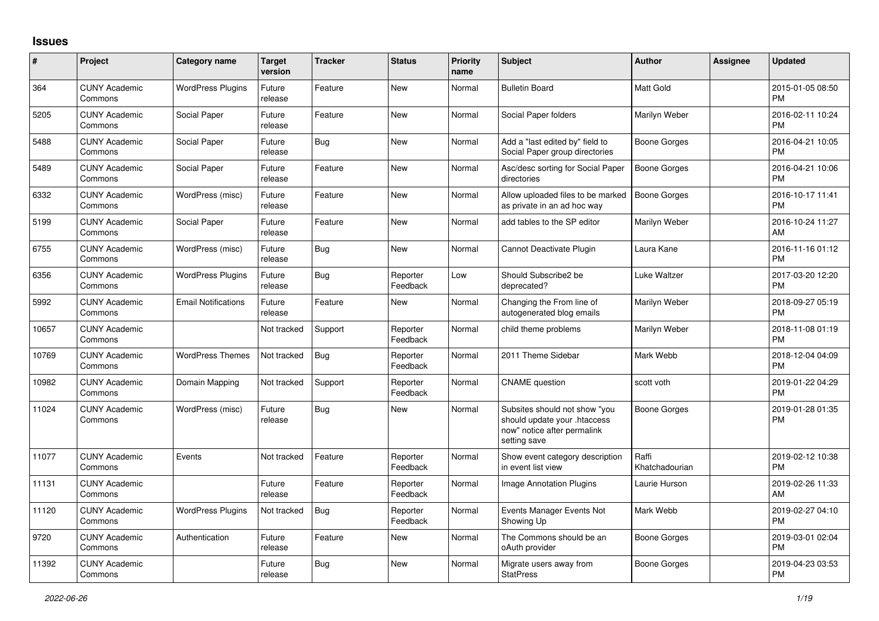## Issues

| # | Project | Category name | Target version | Tracker | Status | Priority name | Subject | Author | Assignee | Updated |
|---|---|---|---|---|---|---|---|---|---|---|
| 364 | CUNY Academic Commons | WordPress Plugins | Future release | Feature | New | Normal | Bulletin Board | Matt Gold | | 2015-01-05 08:50 PM |
| 5205 | CUNY Academic Commons | Social Paper | Future release | Feature | New | Normal | Social Paper folders | Marilyn Weber | | 2016-02-11 10:24 PM |
| 5488 | CUNY Academic Commons | Social Paper | Future release | Bug | New | Normal | Add a "last edited by" field to Social Paper group directories | Boone Gorges | | 2016-04-21 10:05 PM |
| 5489 | CUNY Academic Commons | Social Paper | Future release | Feature | New | Normal | Asc/desc sorting for Social Paper directories | Boone Gorges | | 2016-04-21 10:06 PM |
| 6332 | CUNY Academic Commons | WordPress (misc) | Future release | Feature | New | Normal | Allow uploaded files to be marked as private in an ad hoc way | Boone Gorges | | 2016-10-17 11:41 PM |
| 5199 | CUNY Academic Commons | Social Paper | Future release | Feature | New | Normal | add tables to the SP editor | Marilyn Weber | | 2016-10-24 11:27 AM |
| 6755 | CUNY Academic Commons | WordPress (misc) | Future release | Bug | New | Normal | Cannot Deactivate Plugin | Laura Kane | | 2016-11-16 01:12 PM |
| 6356 | CUNY Academic Commons | WordPress Plugins | Future release | Bug | Reporter Feedback | Low | Should Subscribe2 be deprecated? | Luke Waltzer | | 2017-03-20 12:20 PM |
| 5992 | CUNY Academic Commons | Email Notifications | Future release | Feature | New | Normal | Changing the From line of autogenerated blog emails | Marilyn Weber | | 2018-09-27 05:19 PM |
| 10657 | CUNY Academic Commons | | Not tracked | Support | Reporter Feedback | Normal | child theme problems | Marilyn Weber | | 2018-11-08 01:19 PM |
| 10769 | CUNY Academic Commons | WordPress Themes | Not tracked | Bug | Reporter Feedback | Normal | 2011 Theme Sidebar | Mark Webb | | 2018-12-04 04:09 PM |
| 10982 | CUNY Academic Commons | Domain Mapping | Not tracked | Support | Reporter Feedback | Normal | CNAME question | scott voth | | 2019-01-22 04:29 PM |
| 11024 | CUNY Academic Commons | WordPress (misc) | Future release | Bug | New | Normal | Subsites should not show "you should update your .htaccess now" notice after permalink setting save | Boone Gorges | | 2019-01-28 01:35 PM |
| 11077 | CUNY Academic Commons | Events | Not tracked | Feature | Reporter Feedback | Normal | Show event category description in event list view | Raffi Khatchadourian | | 2019-02-12 10:38 PM |
| 11131 | CUNY Academic Commons | | Future release | Feature | Reporter Feedback | Normal | Image Annotation Plugins | Laurie Hurson | | 2019-02-26 11:33 AM |
| 11120 | CUNY Academic Commons | WordPress Plugins | Not tracked | Bug | Reporter Feedback | Normal | Events Manager Events Not Showing Up | Mark Webb | | 2019-02-27 04:10 PM |
| 9720 | CUNY Academic Commons | Authentication | Future release | Feature | New | Normal | The Commons should be an oAuth provider | Boone Gorges | | 2019-03-01 02:04 PM |
| 11392 | CUNY Academic Commons | | Future release | Bug | New | Normal | Migrate users away from StatPress | Boone Gorges | | 2019-04-23 03:53 PM |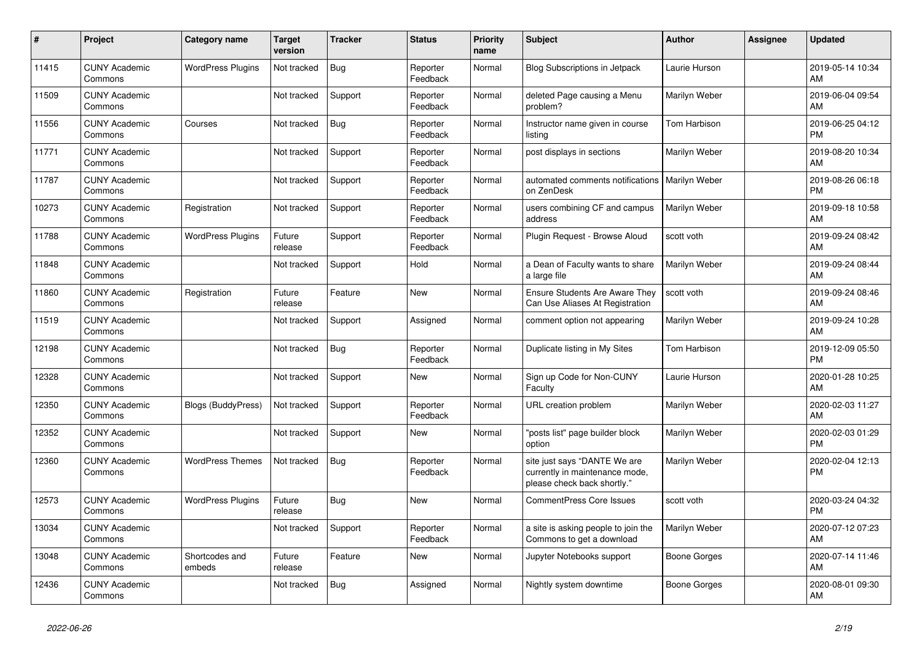| # | Project | Category name | Target version | Tracker | Status | Priority name | Subject | Author | Assignee | Updated |
|---|---|---|---|---|---|---|---|---|---|---|
| 11415 | CUNY Academic Commons | WordPress Plugins | Not tracked | Bug | Reporter Feedback | Normal | Blog Subscriptions in Jetpack | Laurie Hurson | | 2019-05-14 10:34 AM |
| 11509 | CUNY Academic Commons | | Not tracked | Support | Reporter Feedback | Normal | deleted Page causing a Menu problem? | Marilyn Weber | | 2019-06-04 09:54 AM |
| 11556 | CUNY Academic Commons | Courses | Not tracked | Bug | Reporter Feedback | Normal | Instructor name given in course listing | Tom Harbison | | 2019-06-25 04:12 PM |
| 11771 | CUNY Academic Commons | | Not tracked | Support | Reporter Feedback | Normal | post displays in sections | Marilyn Weber | | 2019-08-20 10:34 AM |
| 11787 | CUNY Academic Commons | | Not tracked | Support | Reporter Feedback | Normal | automated comments notifications on ZenDesk | Marilyn Weber | | 2019-08-26 06:18 PM |
| 10273 | CUNY Academic Commons | Registration | Not tracked | Support | Reporter Feedback | Normal | users combining CF and campus address | Marilyn Weber | | 2019-09-18 10:58 AM |
| 11788 | CUNY Academic Commons | WordPress Plugins | Future release | Support | Reporter Feedback | Normal | Plugin Request - Browse Aloud | scott voth | | 2019-09-24 08:42 AM |
| 11848 | CUNY Academic Commons | | Not tracked | Support | Hold | Normal | a Dean of Faculty wants to share a large file | Marilyn Weber | | 2019-09-24 08:44 AM |
| 11860 | CUNY Academic Commons | Registration | Future release | Feature | New | Normal | Ensure Students Are Aware They Can Use Aliases At Registration | scott voth | | 2019-09-24 08:46 AM |
| 11519 | CUNY Academic Commons | | Not tracked | Support | Assigned | Normal | comment option not appearing | Marilyn Weber | | 2019-09-24 10:28 AM |
| 12198 | CUNY Academic Commons | | Not tracked | Bug | Reporter Feedback | Normal | Duplicate listing in My Sites | Tom Harbison | | 2019-12-09 05:50 PM |
| 12328 | CUNY Academic Commons | | Not tracked | Support | New | Normal | Sign up Code for Non-CUNY Faculty | Laurie Hurson | | 2020-01-28 10:25 AM |
| 12350 | CUNY Academic Commons | Blogs (BuddyPress) | Not tracked | Support | Reporter Feedback | Normal | URL creation problem | Marilyn Weber | | 2020-02-03 11:27 AM |
| 12352 | CUNY Academic Commons | | Not tracked | Support | New | Normal | "posts list" page builder block option | Marilyn Weber | | 2020-02-03 01:29 PM |
| 12360 | CUNY Academic Commons | WordPress Themes | Not tracked | Bug | Reporter Feedback | Normal | site just says "DANTE We are currently in maintenance mode, please check back shortly." | Marilyn Weber | | 2020-02-04 12:13 PM |
| 12573 | CUNY Academic Commons | WordPress Plugins | Future release | Bug | New | Normal | CommentPress Core Issues | scott voth | | 2020-03-24 04:32 PM |
| 13034 | CUNY Academic Commons | | Not tracked | Support | Reporter Feedback | Normal | a site is asking people to join the Commons to get a download | Marilyn Weber | | 2020-07-12 07:23 AM |
| 13048 | CUNY Academic Commons | Shortcodes and embeds | Future release | Feature | New | Normal | Jupyter Notebooks support | Boone Gorges | | 2020-07-14 11:46 AM |
| 12436 | CUNY Academic Commons | | Not tracked | Bug | Assigned | Normal | Nightly system downtime | Boone Gorges | | 2020-08-01 09:30 AM |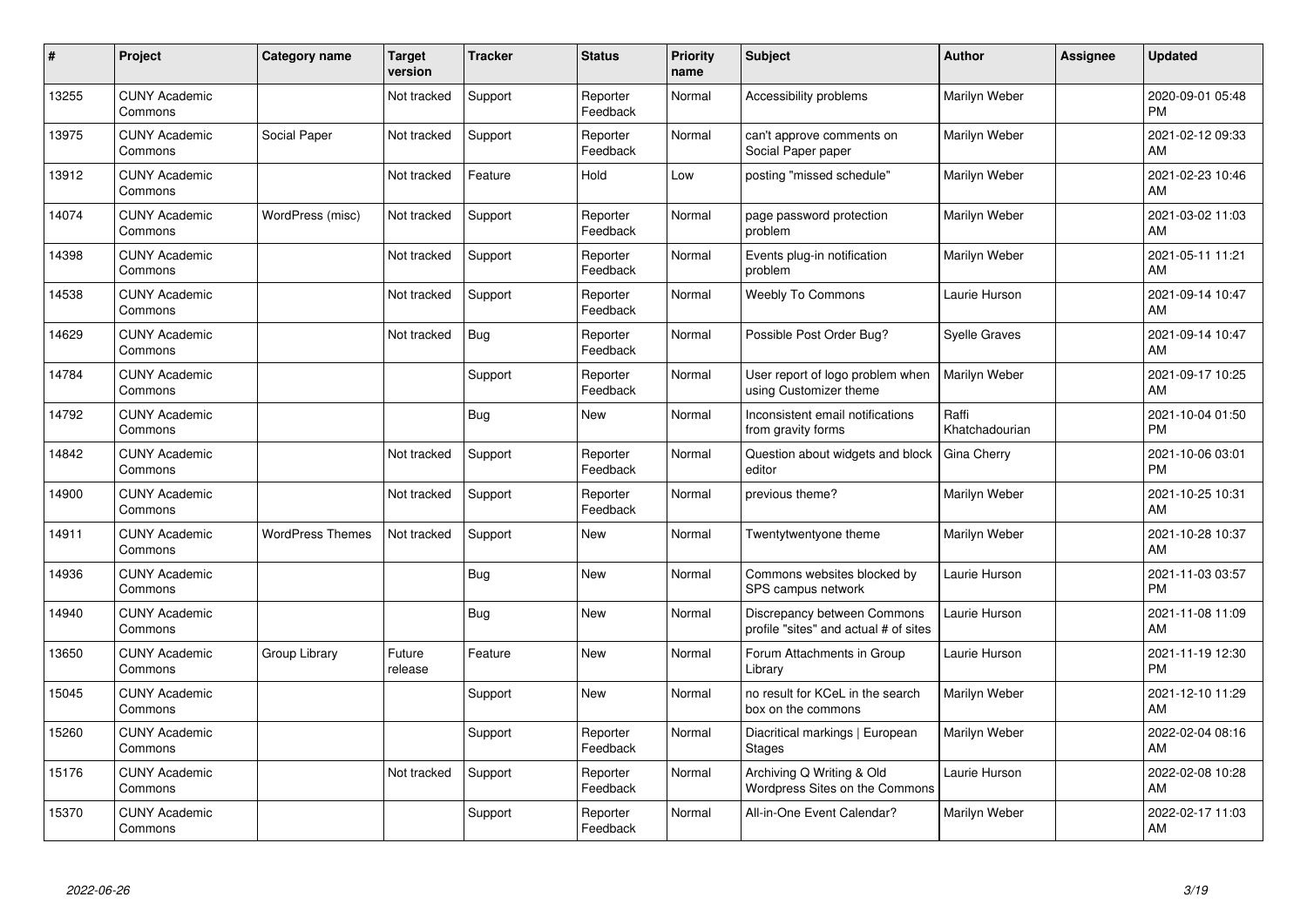| # | Project | Category name | Target version | Tracker | Status | Priority name | Subject | Author | Assignee | Updated |
|---|---|---|---|---|---|---|---|---|---|---|
| 13255 | CUNY Academic Commons | | Not tracked | Support | Reporter Feedback | Normal | Accessibility problems | Marilyn Weber | | 2020-09-01 05:48 PM |
| 13975 | CUNY Academic Commons | Social Paper | Not tracked | Support | Reporter Feedback | Normal | can't approve comments on Social Paper paper | Marilyn Weber | | 2021-02-12 09:33 AM |
| 13912 | CUNY Academic Commons | | Not tracked | Feature | Hold | Low | posting "missed schedule" | Marilyn Weber | | 2021-02-23 10:46 AM |
| 14074 | CUNY Academic Commons | WordPress (misc) | Not tracked | Support | Reporter Feedback | Normal | page password protection problem | Marilyn Weber | | 2021-03-02 11:03 AM |
| 14398 | CUNY Academic Commons | | Not tracked | Support | Reporter Feedback | Normal | Events plug-in notification problem | Marilyn Weber | | 2021-05-11 11:21 AM |
| 14538 | CUNY Academic Commons | | Not tracked | Support | Reporter Feedback | Normal | Weebly To Commons | Laurie Hurson | | 2021-09-14 10:47 AM |
| 14629 | CUNY Academic Commons | | Not tracked | Bug | Reporter Feedback | Normal | Possible Post Order Bug? | Syelle Graves | | 2021-09-14 10:47 AM |
| 14784 | CUNY Academic Commons | | | Support | Reporter Feedback | Normal | User report of logo problem when using Customizer theme | Marilyn Weber | | 2021-09-17 10:25 AM |
| 14792 | CUNY Academic Commons | | | Bug | New | Normal | Inconsistent email notifications from gravity forms | Raffi Khatchadourian | | 2021-10-04 01:50 PM |
| 14842 | CUNY Academic Commons | | Not tracked | Support | Reporter Feedback | Normal | Question about widgets and block editor | Gina Cherry | | 2021-10-06 03:01 PM |
| 14900 | CUNY Academic Commons | | Not tracked | Support | Reporter Feedback | Normal | previous theme? | Marilyn Weber | | 2021-10-25 10:31 AM |
| 14911 | CUNY Academic Commons | WordPress Themes | Not tracked | Support | New | Normal | Twentytwentyone theme | Marilyn Weber | | 2021-10-28 10:37 AM |
| 14936 | CUNY Academic Commons | | | Bug | New | Normal | Commons websites blocked by SPS campus network | Laurie Hurson | | 2021-11-03 03:57 PM |
| 14940 | CUNY Academic Commons | | | Bug | New | Normal | Discrepancy between Commons profile "sites" and actual # of sites | Laurie Hurson | | 2021-11-08 11:09 AM |
| 13650 | CUNY Academic Commons | Group Library | Future release | Feature | New | Normal | Forum Attachments in Group Library | Laurie Hurson | | 2021-11-19 12:30 PM |
| 15045 | CUNY Academic Commons | | | Support | New | Normal | no result for KCeL in the search box on the commons | Marilyn Weber | | 2021-12-10 11:29 AM |
| 15260 | CUNY Academic Commons | | | Support | Reporter Feedback | Normal | Diacritical markings \| European Stages | Marilyn Weber | | 2022-02-04 08:16 AM |
| 15176 | CUNY Academic Commons | | Not tracked | Support | Reporter Feedback | Normal | Archiving Q Writing & Old Wordpress Sites on the Commons | Laurie Hurson | | 2022-02-08 10:28 AM |
| 15370 | CUNY Academic Commons | | | Support | Reporter Feedback | Normal | All-in-One Event Calendar? | Marilyn Weber | | 2022-02-17 11:03 AM |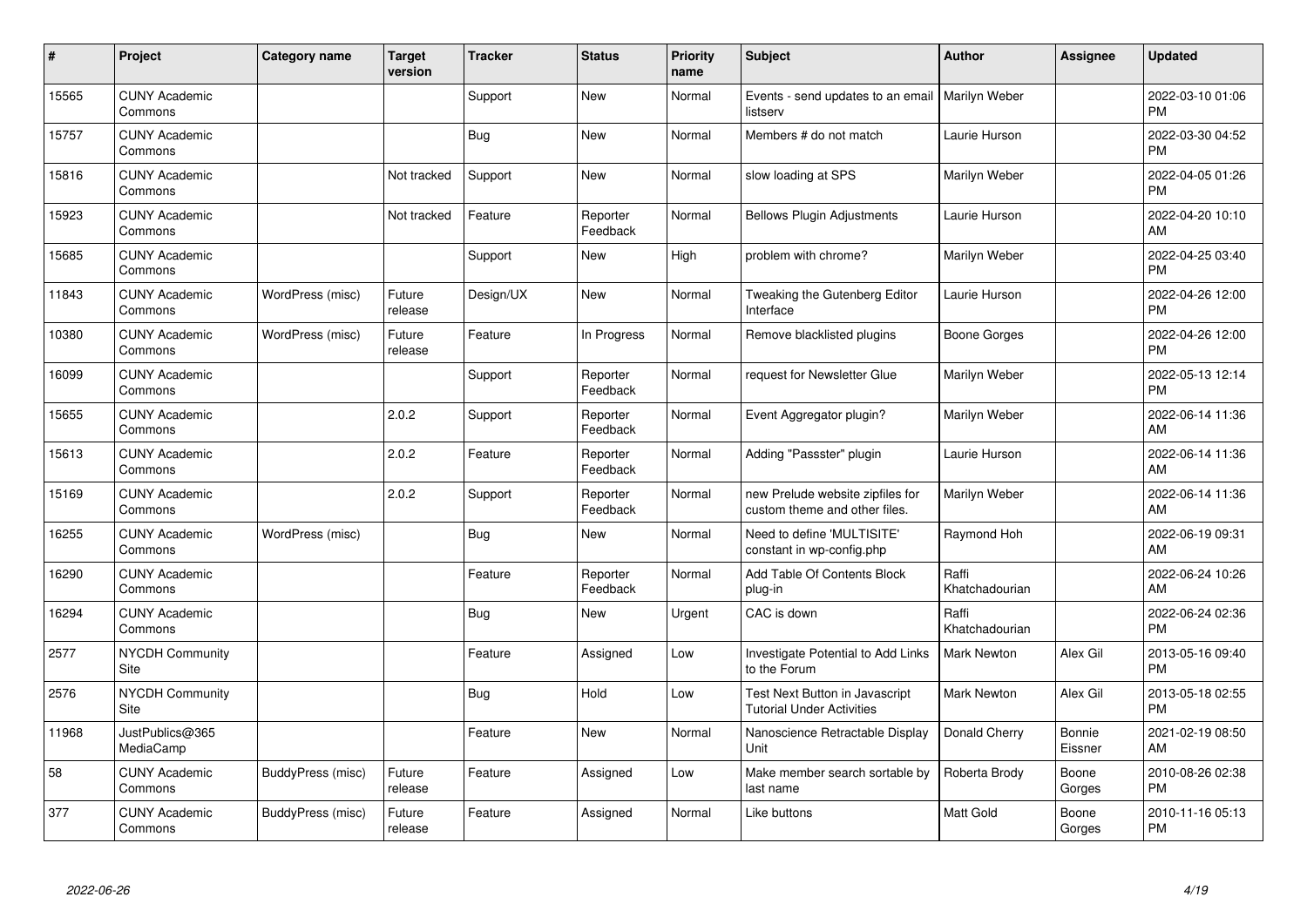| # | Project | Category name | Target version | Tracker | Status | Priority name | Subject | Author | Assignee | Updated |
|---|---|---|---|---|---|---|---|---|---|---|
| 15565 | CUNY Academic Commons | | | Support | New | Normal | Events - send updates to an email listserv | Marilyn Weber | | 2022-03-10 01:06 PM |
| 15757 | CUNY Academic Commons | | | Bug | New | Normal | Members # do not match | Laurie Hurson | | 2022-03-30 04:52 PM |
| 15816 | CUNY Academic Commons | | Not tracked | Support | New | Normal | slow loading at SPS | Marilyn Weber | | 2022-04-05 01:26 PM |
| 15923 | CUNY Academic Commons | | Not tracked | Feature | Reporter Feedback | Normal | Bellows Plugin Adjustments | Laurie Hurson | | 2022-04-20 10:10 AM |
| 15685 | CUNY Academic Commons | | | Support | New | High | problem with chrome? | Marilyn Weber | | 2022-04-25 03:40 PM |
| 11843 | CUNY Academic Commons | WordPress (misc) | Future release | Design/UX | New | Normal | Tweaking the Gutenberg Editor Interface | Laurie Hurson | | 2022-04-26 12:00 PM |
| 10380 | CUNY Academic Commons | WordPress (misc) | Future release | Feature | In Progress | Normal | Remove blacklisted plugins | Boone Gorges | | 2022-04-26 12:00 PM |
| 16099 | CUNY Academic Commons | | | Support | Reporter Feedback | Normal | request for Newsletter Glue | Marilyn Weber | | 2022-05-13 12:14 PM |
| 15655 | CUNY Academic Commons | | 2.0.2 | Support | Reporter Feedback | Normal | Event Aggregator plugin? | Marilyn Weber | | 2022-06-14 11:36 AM |
| 15613 | CUNY Academic Commons | | 2.0.2 | Feature | Reporter Feedback | Normal | Adding "Passster" plugin | Laurie Hurson | | 2022-06-14 11:36 AM |
| 15169 | CUNY Academic Commons | | 2.0.2 | Support | Reporter Feedback | Normal | new Prelude website zipfiles for custom theme and other files. | Marilyn Weber | | 2022-06-14 11:36 AM |
| 16255 | CUNY Academic Commons | WordPress (misc) | | Bug | New | Normal | Need to define 'MULTISITE' constant in wp-config.php | Raymond Hoh | | 2022-06-19 09:31 AM |
| 16290 | CUNY Academic Commons | | | Feature | Reporter Feedback | Normal | Add Table Of Contents Block plug-in | Raffi Khatchadourian | | 2022-06-24 10:26 AM |
| 16294 | CUNY Academic Commons | | | Bug | New | Urgent | CAC is down | Raffi Khatchadourian | | 2022-06-24 02:36 PM |
| 2577 | NYCDH Community Site | | | Feature | Assigned | Low | Investigate Potential to Add Links to the Forum | Mark Newton | Alex Gil | 2013-05-16 09:40 PM |
| 2576 | NYCDH Community Site | | | Bug | Hold | Low | Test Next Button in Javascript Tutorial Under Activities | Mark Newton | Alex Gil | 2013-05-18 02:55 PM |
| 11968 | JustPublics@365 MediaCamp | | | Feature | New | Normal | Nanoscience Retractable Display Unit | Donald Cherry | Bonnie Eissner | 2021-02-19 08:50 AM |
| 58 | CUNY Academic Commons | BuddyPress (misc) | Future release | Feature | Assigned | Low | Make member search sortable by last name | Roberta Brody | Boone Gorges | 2010-08-26 02:38 PM |
| 377 | CUNY Academic Commons | BuddyPress (misc) | Future release | Feature | Assigned | Normal | Like buttons | Matt Gold | Boone Gorges | 2010-11-16 05:13 PM |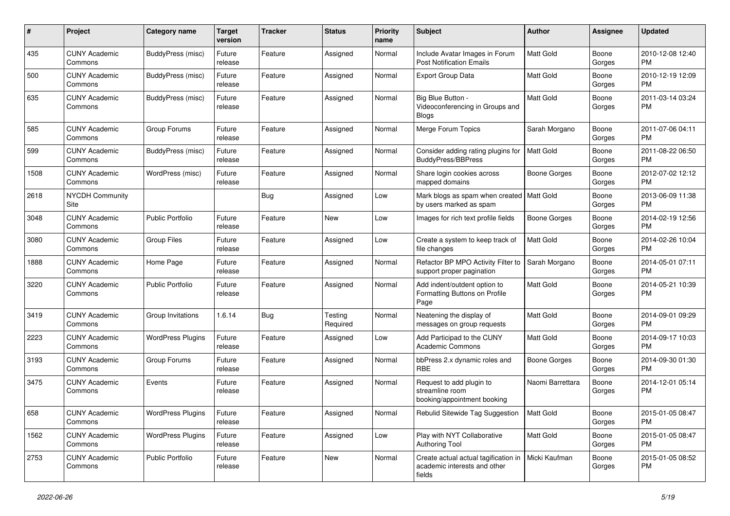| # | Project | Category name | Target version | Tracker | Status | Priority name | Subject | Author | Assignee | Updated |
|---|---|---|---|---|---|---|---|---|---|---|
| 435 | CUNY Academic Commons | BuddyPress (misc) | Future release | Feature | Assigned | Normal | Include Avatar Images in Forum Post Notification Emails | Matt Gold | Boone Gorges | 2010-12-08 12:40 PM |
| 500 | CUNY Academic Commons | BuddyPress (misc) | Future release | Feature | Assigned | Normal | Export Group Data | Matt Gold | Boone Gorges | 2010-12-19 12:09 PM |
| 635 | CUNY Academic Commons | BuddyPress (misc) | Future release | Feature | Assigned | Normal | Big Blue Button - Videoconferencing in Groups and Blogs | Matt Gold | Boone Gorges | 2011-03-14 03:24 PM |
| 585 | CUNY Academic Commons | Group Forums | Future release | Feature | Assigned | Normal | Merge Forum Topics | Sarah Morgano | Boone Gorges | 2011-07-06 04:11 PM |
| 599 | CUNY Academic Commons | BuddyPress (misc) | Future release | Feature | Assigned | Normal | Consider adding rating plugins for BuddyPress/BBPress | Matt Gold | Boone Gorges | 2011-08-22 06:50 PM |
| 1508 | CUNY Academic Commons | WordPress (misc) | Future release | Feature | Assigned | Normal | Share login cookies across mapped domains | Boone Gorges | Boone Gorges | 2012-07-02 12:12 PM |
| 2618 | NYCDH Community Site | | | Bug | Assigned | Low | Mark blogs as spam when created by users marked as spam | Matt Gold | Boone Gorges | 2013-06-09 11:38 PM |
| 3048 | CUNY Academic Commons | Public Portfolio | Future release | Feature | New | Low | Images for rich text profile fields | Boone Gorges | Boone Gorges | 2014-02-19 12:56 PM |
| 3080 | CUNY Academic Commons | Group Files | Future release | Feature | Assigned | Low | Create a system to keep track of file changes | Matt Gold | Boone Gorges | 2014-02-26 10:04 PM |
| 1888 | CUNY Academic Commons | Home Page | Future release | Feature | Assigned | Normal | Refactor BP MPO Activity Filter to support proper pagination | Sarah Morgano | Boone Gorges | 2014-05-01 07:11 PM |
| 3220 | CUNY Academic Commons | Public Portfolio | Future release | Feature | Assigned | Normal | Add indent/outdent option to Formatting Buttons on Profile Page | Matt Gold | Boone Gorges | 2014-05-21 10:39 PM |
| 3419 | CUNY Academic Commons | Group Invitations | 1.6.14 | Bug | Testing Required | Normal | Neatening the display of messages on group requests | Matt Gold | Boone Gorges | 2014-09-01 09:29 PM |
| 2223 | CUNY Academic Commons | WordPress Plugins | Future release | Feature | Assigned | Low | Add Participad to the CUNY Academic Commons | Matt Gold | Boone Gorges | 2014-09-17 10:03 PM |
| 3193 | CUNY Academic Commons | Group Forums | Future release | Feature | Assigned | Normal | bbPress 2.x dynamic roles and RBE | Boone Gorges | Boone Gorges | 2014-09-30 01:30 PM |
| 3475 | CUNY Academic Commons | Events | Future release | Feature | Assigned | Normal | Request to add plugin to streamline room booking/appointment booking | Naomi Barrettara | Boone Gorges | 2014-12-01 05:14 PM |
| 658 | CUNY Academic Commons | WordPress Plugins | Future release | Feature | Assigned | Normal | Rebulid Sitewide Tag Suggestion | Matt Gold | Boone Gorges | 2015-01-05 08:47 PM |
| 1562 | CUNY Academic Commons | WordPress Plugins | Future release | Feature | Assigned | Low | Play with NYT Collaborative Authoring Tool | Matt Gold | Boone Gorges | 2015-01-05 08:47 PM |
| 2753 | CUNY Academic Commons | Public Portfolio | Future release | Feature | New | Normal | Create actual actual tagification in academic interests and other fields | Micki Kaufman | Boone Gorges | 2015-01-05 08:52 PM |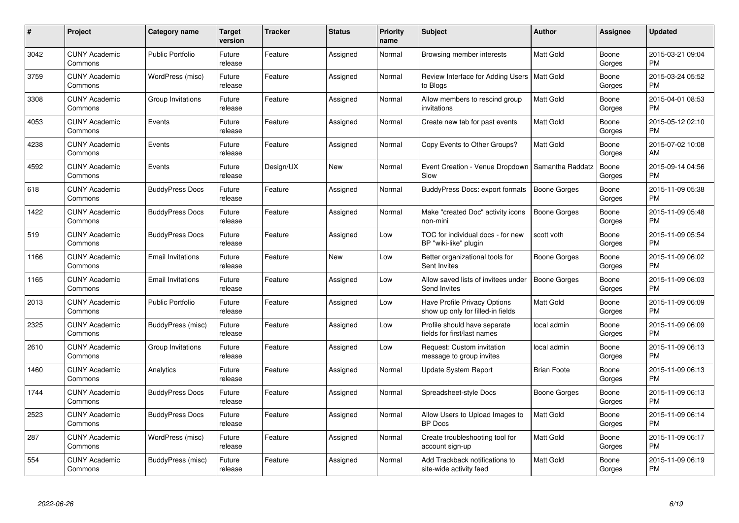| # | Project | Category name | Target version | Tracker | Status | Priority name | Subject | Author | Assignee | Updated |
|---|---|---|---|---|---|---|---|---|---|---|
| 3042 | CUNY Academic Commons | Public Portfolio | Future release | Feature | Assigned | Normal | Browsing member interests | Matt Gold | Boone Gorges | 2015-03-21 09:04 PM |
| 3759 | CUNY Academic Commons | WordPress (misc) | Future release | Feature | Assigned | Normal | Review Interface for Adding Users to Blogs | Matt Gold | Boone Gorges | 2015-03-24 05:52 PM |
| 3308 | CUNY Academic Commons | Group Invitations | Future release | Feature | Assigned | Normal | Allow members to rescind group invitations | Matt Gold | Boone Gorges | 2015-04-01 08:53 PM |
| 4053 | CUNY Academic Commons | Events | Future release | Feature | Assigned | Normal | Create new tab for past events | Matt Gold | Boone Gorges | 2015-05-12 02:10 PM |
| 4238 | CUNY Academic Commons | Events | Future release | Feature | Assigned | Normal | Copy Events to Other Groups? | Matt Gold | Boone Gorges | 2015-07-02 10:08 AM |
| 4592 | CUNY Academic Commons | Events | Future release | Design/UX | New | Normal | Event Creation - Venue Dropdown Slow | Samantha Raddatz | Boone Gorges | 2015-09-14 04:56 PM |
| 618 | CUNY Academic Commons | BuddyPress Docs | Future release | Feature | Assigned | Normal | BuddyPress Docs: export formats | Boone Gorges | Boone Gorges | 2015-11-09 05:38 PM |
| 1422 | CUNY Academic Commons | BuddyPress Docs | Future release | Feature | Assigned | Normal | Make "created Doc" activity icons non-mini | Boone Gorges | Boone Gorges | 2015-11-09 05:48 PM |
| 519 | CUNY Academic Commons | BuddyPress Docs | Future release | Feature | Assigned | Low | TOC for individual docs - for new BP "wiki-like" plugin | scott voth | Boone Gorges | 2015-11-09 05:54 PM |
| 1166 | CUNY Academic Commons | Email Invitations | Future release | Feature | New | Low | Better organizational tools for Sent Invites | Boone Gorges | Boone Gorges | 2015-11-09 06:02 PM |
| 1165 | CUNY Academic Commons | Email Invitations | Future release | Feature | Assigned | Low | Allow saved lists of invitees under Send Invites | Boone Gorges | Boone Gorges | 2015-11-09 06:03 PM |
| 2013 | CUNY Academic Commons | Public Portfolio | Future release | Feature | Assigned | Low | Have Profile Privacy Options show up only for filled-in fields | Matt Gold | Boone Gorges | 2015-11-09 06:09 PM |
| 2325 | CUNY Academic Commons | BuddyPress (misc) | Future release | Feature | Assigned | Low | Profile should have separate fields for first/last names | local admin | Boone Gorges | 2015-11-09 06:09 PM |
| 2610 | CUNY Academic Commons | Group Invitations | Future release | Feature | Assigned | Low | Request: Custom invitation message to group invites | local admin | Boone Gorges | 2015-11-09 06:13 PM |
| 1460 | CUNY Academic Commons | Analytics | Future release | Feature | Assigned | Normal | Update System Report | Brian Foote | Boone Gorges | 2015-11-09 06:13 PM |
| 1744 | CUNY Academic Commons | BuddyPress Docs | Future release | Feature | Assigned | Normal | Spreadsheet-style Docs | Boone Gorges | Boone Gorges | 2015-11-09 06:13 PM |
| 2523 | CUNY Academic Commons | BuddyPress Docs | Future release | Feature | Assigned | Normal | Allow Users to Upload Images to BP Docs | Matt Gold | Boone Gorges | 2015-11-09 06:14 PM |
| 287 | CUNY Academic Commons | WordPress (misc) | Future release | Feature | Assigned | Normal | Create troubleshooting tool for account sign-up | Matt Gold | Boone Gorges | 2015-11-09 06:17 PM |
| 554 | CUNY Academic Commons | BuddyPress (misc) | Future release | Feature | Assigned | Normal | Add Trackback notifications to site-wide activity feed | Matt Gold | Boone Gorges | 2015-11-09 06:19 PM |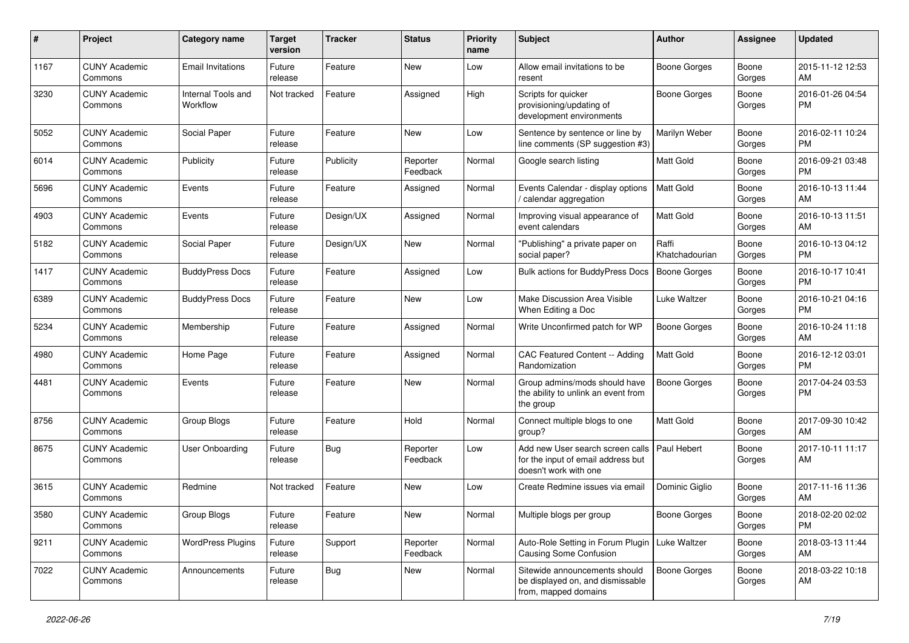| # | Project | Category name | Target version | Tracker | Status | Priority name | Subject | Author | Assignee | Updated |
|---|---|---|---|---|---|---|---|---|---|---|
| 1167 | CUNY Academic Commons | Email Invitations | Future release | Feature | New | Low | Allow email invitations to be resent | Boone Gorges | Boone Gorges | 2015-11-12 12:53 AM |
| 3230 | CUNY Academic Commons | Internal Tools and Workflow | Not tracked | Feature | Assigned | High | Scripts for quicker provisioning/updating of development environments | Boone Gorges | Boone Gorges | 2016-01-26 04:54 PM |
| 5052 | CUNY Academic Commons | Social Paper | Future release | Feature | New | Low | Sentence by sentence or line by line comments (SP suggestion #3) | Marilyn Weber | Boone Gorges | 2016-02-11 10:24 PM |
| 6014 | CUNY Academic Commons | Publicity | Future release | Publicity | Reporter Feedback | Normal | Google search listing | Matt Gold | Boone Gorges | 2016-09-21 03:48 PM |
| 5696 | CUNY Academic Commons | Events | Future release | Feature | Assigned | Normal | Events Calendar - display options / calendar aggregation | Matt Gold | Boone Gorges | 2016-10-13 11:44 AM |
| 4903 | CUNY Academic Commons | Events | Future release | Design/UX | Assigned | Normal | Improving visual appearance of event calendars | Matt Gold | Boone Gorges | 2016-10-13 11:51 AM |
| 5182 | CUNY Academic Commons | Social Paper | Future release | Design/UX | New | Normal | "Publishing" a private paper on social paper? | Raffi Khatchadourian | Boone Gorges | 2016-10-13 04:12 PM |
| 1417 | CUNY Academic Commons | BuddyPress Docs | Future release | Feature | Assigned | Low | Bulk actions for BuddyPress Docs | Boone Gorges | Boone Gorges | 2016-10-17 10:41 PM |
| 6389 | CUNY Academic Commons | BuddyPress Docs | Future release | Feature | New | Low | Make Discussion Area Visible When Editing a Doc | Luke Waltzer | Boone Gorges | 2016-10-21 04:16 PM |
| 5234 | CUNY Academic Commons | Membership | Future release | Feature | Assigned | Normal | Write Unconfirmed patch for WP | Boone Gorges | Boone Gorges | 2016-10-24 11:18 AM |
| 4980 | CUNY Academic Commons | Home Page | Future release | Feature | Assigned | Normal | CAC Featured Content -- Adding Randomization | Matt Gold | Boone Gorges | 2016-12-12 03:01 PM |
| 4481 | CUNY Academic Commons | Events | Future release | Feature | New | Normal | Group admins/mods should have the ability to unlink an event from the group | Boone Gorges | Boone Gorges | 2017-04-24 03:53 PM |
| 8756 | CUNY Academic Commons | Group Blogs | Future release | Feature | Hold | Normal | Connect multiple blogs to one group? | Matt Gold | Boone Gorges | 2017-09-30 10:42 AM |
| 8675 | CUNY Academic Commons | User Onboarding | Future release | Bug | Reporter Feedback | Low | Add new User search screen calls for the input of email address but doesn't work with one | Paul Hebert | Boone Gorges | 2017-10-11 11:17 AM |
| 3615 | CUNY Academic Commons | Redmine | Not tracked | Feature | New | Low | Create Redmine issues via email | Dominic Giglio | Boone Gorges | 2017-11-16 11:36 AM |
| 3580 | CUNY Academic Commons | Group Blogs | Future release | Feature | New | Normal | Multiple blogs per group | Boone Gorges | Boone Gorges | 2018-02-20 02:02 PM |
| 9211 | CUNY Academic Commons | WordPress Plugins | Future release | Support | Reporter Feedback | Normal | Auto-Role Setting in Forum Plugin Causing Some Confusion | Luke Waltzer | Boone Gorges | 2018-03-13 11:44 AM |
| 7022 | CUNY Academic Commons | Announcements | Future release | Bug | New | Normal | Sitewide announcements should be displayed on, and dismissable from, mapped domains | Boone Gorges | Boone Gorges | 2018-03-22 10:18 AM |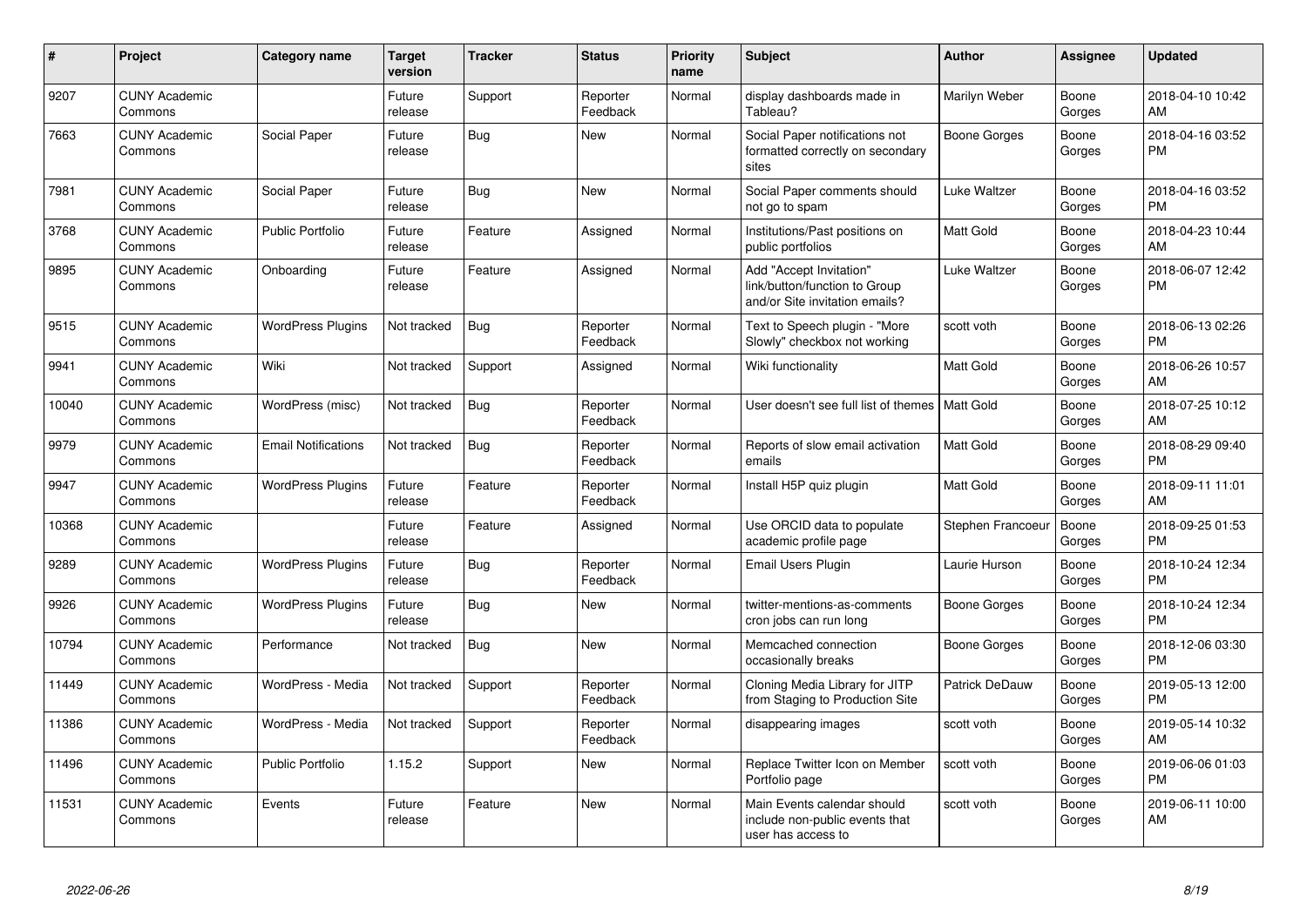| # | Project | Category name | Target version | Tracker | Status | Priority name | Subject | Author | Assignee | Updated |
|---|---|---|---|---|---|---|---|---|---|---|
| 9207 | CUNY Academic Commons | | Future release | Support | Reporter Feedback | Normal | display dashboards made in Tableau? | Marilyn Weber | Boone Gorges | 2018-04-10 10:42 AM |
| 7663 | CUNY Academic Commons | Social Paper | Future release | Bug | New | Normal | Social Paper notifications not formatted correctly on secondary sites | Boone Gorges | Boone Gorges | 2018-04-16 03:52 PM |
| 7981 | CUNY Academic Commons | Social Paper | Future release | Bug | New | Normal | Social Paper comments should not go to spam | Luke Waltzer | Boone Gorges | 2018-04-16 03:52 PM |
| 3768 | CUNY Academic Commons | Public Portfolio | Future release | Feature | Assigned | Normal | Institutions/Past positions on public portfolios | Matt Gold | Boone Gorges | 2018-04-23 10:44 AM |
| 9895 | CUNY Academic Commons | Onboarding | Future release | Feature | Assigned | Normal | Add "Accept Invitation" link/button/function to Group and/or Site invitation emails? | Luke Waltzer | Boone Gorges | 2018-06-07 12:42 PM |
| 9515 | CUNY Academic Commons | WordPress Plugins | Not tracked | Bug | Reporter Feedback | Normal | Text to Speech plugin - "More Slowly" checkbox not working | scott voth | Boone Gorges | 2018-06-13 02:26 PM |
| 9941 | CUNY Academic Commons | Wiki | Not tracked | Support | Assigned | Normal | Wiki functionality | Matt Gold | Boone Gorges | 2018-06-26 10:57 AM |
| 10040 | CUNY Academic Commons | WordPress (misc) | Not tracked | Bug | Reporter Feedback | Normal | User doesn't see full list of themes | Matt Gold | Boone Gorges | 2018-07-25 10:12 AM |
| 9979 | CUNY Academic Commons | Email Notifications | Not tracked | Bug | Reporter Feedback | Normal | Reports of slow email activation emails | Matt Gold | Boone Gorges | 2018-08-29 09:40 PM |
| 9947 | CUNY Academic Commons | WordPress Plugins | Future release | Feature | Reporter Feedback | Normal | Install H5P quiz plugin | Matt Gold | Boone Gorges | 2018-09-11 11:01 AM |
| 10368 | CUNY Academic Commons | | Future release | Feature | Assigned | Normal | Use ORCID data to populate academic profile page | Stephen Francoeur | Boone Gorges | 2018-09-25 01:53 PM |
| 9289 | CUNY Academic Commons | WordPress Plugins | Future release | Bug | Reporter Feedback | Normal | Email Users Plugin | Laurie Hurson | Boone Gorges | 2018-10-24 12:34 PM |
| 9926 | CUNY Academic Commons | WordPress Plugins | Future release | Bug | New | Normal | twitter-mentions-as-comments cron jobs can run long | Boone Gorges | Boone Gorges | 2018-10-24 12:34 PM |
| 10794 | CUNY Academic Commons | Performance | Not tracked | Bug | New | Normal | Memcached connection occasionally breaks | Boone Gorges | Boone Gorges | 2018-12-06 03:30 PM |
| 11449 | CUNY Academic Commons | WordPress - Media | Not tracked | Support | Reporter Feedback | Normal | Cloning Media Library for JITP from Staging to Production Site | Patrick DeDauw | Boone Gorges | 2019-05-13 12:00 PM |
| 11386 | CUNY Academic Commons | WordPress - Media | Not tracked | Support | Reporter Feedback | Normal | disappearing images | scott voth | Boone Gorges | 2019-05-14 10:32 AM |
| 11496 | CUNY Academic Commons | Public Portfolio | 1.15.2 | Support | New | Normal | Replace Twitter Icon on Member Portfolio page | scott voth | Boone Gorges | 2019-06-06 01:03 PM |
| 11531 | CUNY Academic Commons | Events | Future release | Feature | New | Normal | Main Events calendar should include non-public events that user has access to | scott voth | Boone Gorges | 2019-06-11 10:00 AM |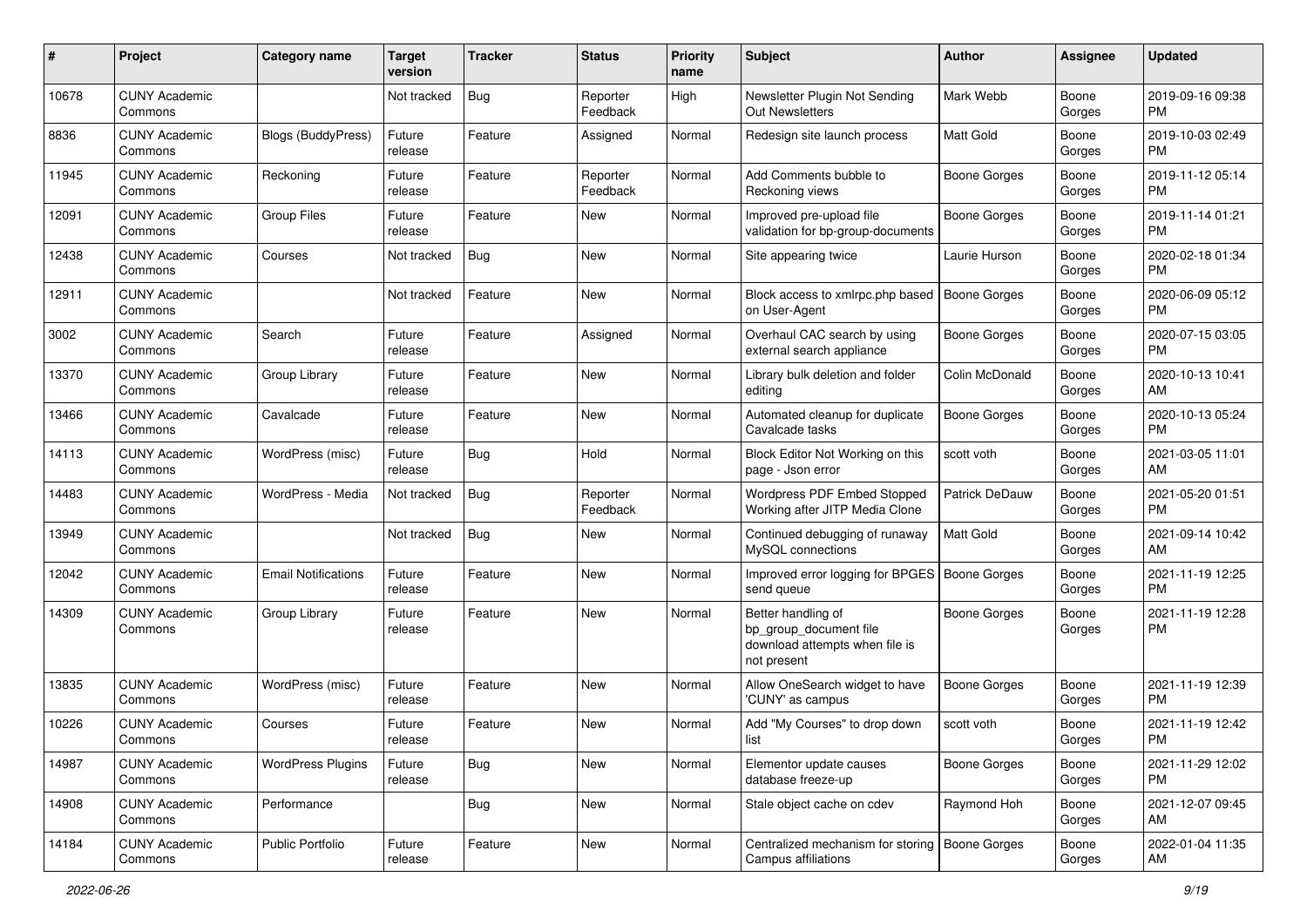| # | Project | Category name | Target version | Tracker | Status | Priority name | Subject | Author | Assignee | Updated |
|---|---|---|---|---|---|---|---|---|---|---|
| 10678 | CUNY Academic Commons | | Not tracked | Bug | Reporter Feedback | High | Newsletter Plugin Not Sending Out Newsletters | Mark Webb | Boone Gorges | 2019-09-16 09:38 PM |
| 8836 | CUNY Academic Commons | Blogs (BuddyPress) | Future release | Feature | Assigned | Normal | Redesign site launch process | Matt Gold | Boone Gorges | 2019-10-03 02:49 PM |
| 11945 | CUNY Academic Commons | Reckoning | Future release | Feature | Reporter Feedback | Normal | Add Comments bubble to Reckoning views | Boone Gorges | Boone Gorges | 2019-11-12 05:14 PM |
| 12091 | CUNY Academic Commons | Group Files | Future release | Feature | New | Normal | Improved pre-upload file validation for bp-group-documents | Boone Gorges | Boone Gorges | 2019-11-14 01:21 PM |
| 12438 | CUNY Academic Commons | Courses | Not tracked | Bug | New | Normal | Site appearing twice | Laurie Hurson | Boone Gorges | 2020-02-18 01:34 PM |
| 12911 | CUNY Academic Commons | | Not tracked | Feature | New | Normal | Block access to xmlrpc.php based on User-Agent | Boone Gorges | Boone Gorges | 2020-06-09 05:12 PM |
| 3002 | CUNY Academic Commons | Search | Future release | Feature | Assigned | Normal | Overhaul CAC search by using external search appliance | Boone Gorges | Boone Gorges | 2020-07-15 03:05 PM |
| 13370 | CUNY Academic Commons | Group Library | Future release | Feature | New | Normal | Library bulk deletion and folder editing | Colin McDonald | Boone Gorges | 2020-10-13 10:41 AM |
| 13466 | CUNY Academic Commons | Cavalcade | Future release | Feature | New | Normal | Automated cleanup for duplicate Cavalcade tasks | Boone Gorges | Boone Gorges | 2020-10-13 05:24 PM |
| 14113 | CUNY Academic Commons | WordPress (misc) | Future release | Bug | Hold | Normal | Block Editor Not Working on this page - Json error | scott voth | Boone Gorges | 2021-03-05 11:01 AM |
| 14483 | CUNY Academic Commons | WordPress - Media | Not tracked | Bug | Reporter Feedback | Normal | Wordpress PDF Embed Stopped Working after JITP Media Clone | Patrick DeDauw | Boone Gorges | 2021-05-20 01:51 PM |
| 13949 | CUNY Academic Commons | | Not tracked | Bug | New | Normal | Continued debugging of runaway MySQL connections | Matt Gold | Boone Gorges | 2021-09-14 10:42 AM |
| 12042 | CUNY Academic Commons | Email Notifications | Future release | Feature | New | Normal | Improved error logging for BPGES send queue | Boone Gorges | Boone Gorges | 2021-11-19 12:25 PM |
| 14309 | CUNY Academic Commons | Group Library | Future release | Feature | New | Normal | Better handling of bp_group_document file download attempts when file is not present | Boone Gorges | Boone Gorges | 2021-11-19 12:28 PM |
| 13835 | CUNY Academic Commons | WordPress (misc) | Future release | Feature | New | Normal | Allow OneSearch widget to have 'CUNY' as campus | Boone Gorges | Boone Gorges | 2021-11-19 12:39 PM |
| 10226 | CUNY Academic Commons | Courses | Future release | Feature | New | Normal | Add "My Courses" to drop down list | scott voth | Boone Gorges | 2021-11-19 12:42 PM |
| 14987 | CUNY Academic Commons | WordPress Plugins | Future release | Bug | New | Normal | Elementor update causes database freeze-up | Boone Gorges | Boone Gorges | 2021-11-29 12:02 PM |
| 14908 | CUNY Academic Commons | Performance | | Bug | New | Normal | Stale object cache on cdev | Raymond Hoh | Boone Gorges | 2021-12-07 09:45 AM |
| 14184 | CUNY Academic Commons | Public Portfolio | Future release | Feature | New | Normal | Centralized mechanism for storing Campus affiliations | Boone Gorges | Boone Gorges | 2022-01-04 11:35 AM |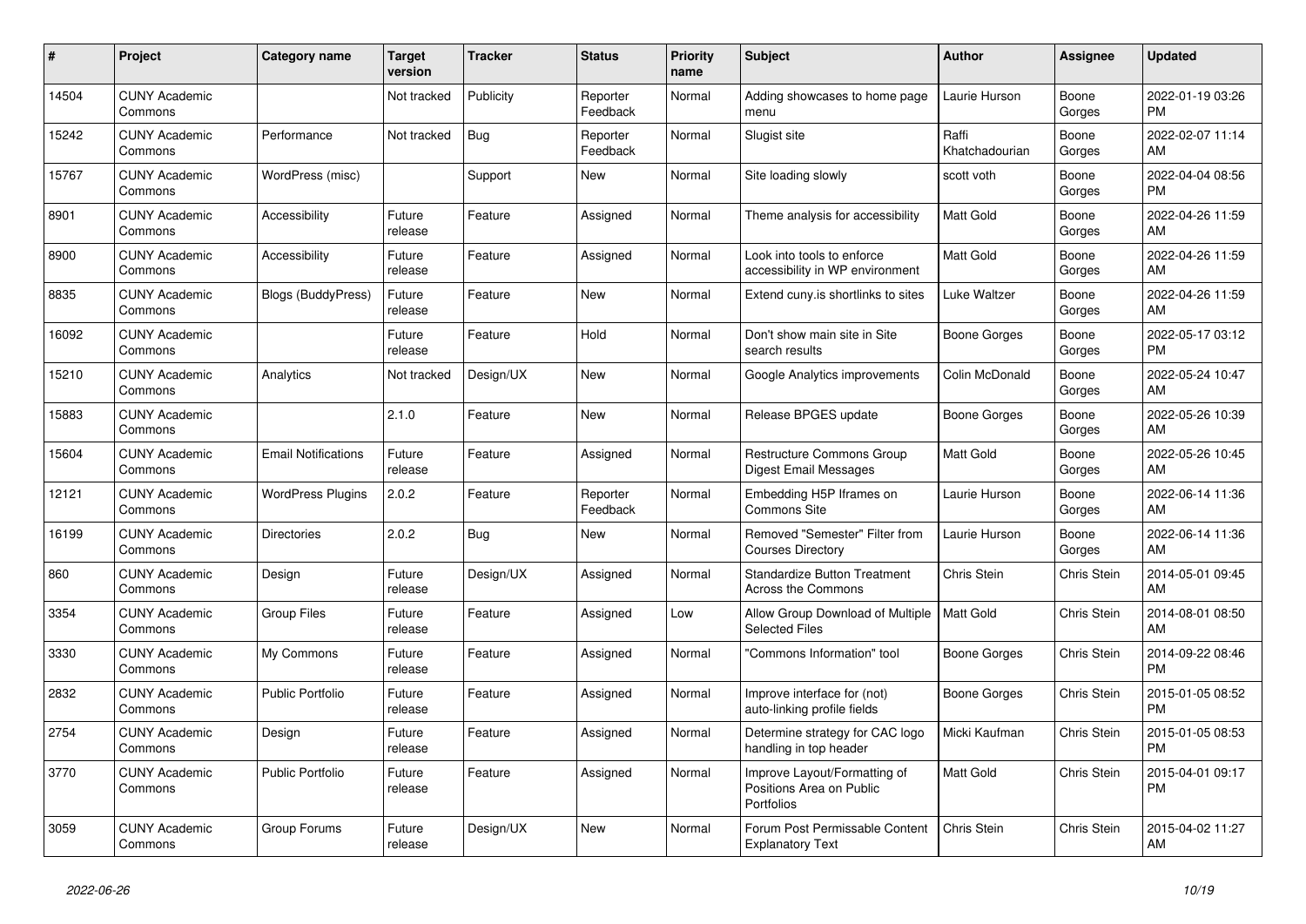| # | Project | Category name | Target version | Tracker | Status | Priority name | Subject | Author | Assignee | Updated |
|---|---|---|---|---|---|---|---|---|---|---|
| 14504 | CUNY Academic Commons | | Not tracked | Publicity | Reporter Feedback | Normal | Adding showcases to home page menu | Laurie Hurson | Boone Gorges | 2022-01-19 03:26 PM |
| 15242 | CUNY Academic Commons | Performance | Not tracked | Bug | Reporter Feedback | Normal | Slugist site | Raffi Khatchadourian | Boone Gorges | 2022-02-07 11:14 AM |
| 15767 | CUNY Academic Commons | WordPress (misc) | | Support | New | Normal | Site loading slowly | scott voth | Boone Gorges | 2022-04-04 08:56 PM |
| 8901 | CUNY Academic Commons | Accessibility | Future release | Feature | Assigned | Normal | Theme analysis for accessibility | Matt Gold | Boone Gorges | 2022-04-26 11:59 AM |
| 8900 | CUNY Academic Commons | Accessibility | Future release | Feature | Assigned | Normal | Look into tools to enforce accessibility in WP environment | Matt Gold | Boone Gorges | 2022-04-26 11:59 AM |
| 8835 | CUNY Academic Commons | Blogs (BuddyPress) | Future release | Feature | New | Normal | Extend cuny.is shortlinks to sites | Luke Waltzer | Boone Gorges | 2022-04-26 11:59 AM |
| 16092 | CUNY Academic Commons | | Future release | Feature | Hold | Normal | Don't show main site in Site search results | Boone Gorges | Boone Gorges | 2022-05-17 03:12 PM |
| 15210 | CUNY Academic Commons | Analytics | Not tracked | Design/UX | New | Normal | Google Analytics improvements | Colin McDonald | Boone Gorges | 2022-05-24 10:47 AM |
| 15883 | CUNY Academic Commons | | 2.1.0 | Feature | New | Normal | Release BPGES update | Boone Gorges | Boone Gorges | 2022-05-26 10:39 AM |
| 15604 | CUNY Academic Commons | Email Notifications | Future release | Feature | Assigned | Normal | Restructure Commons Group Digest Email Messages | Matt Gold | Boone Gorges | 2022-05-26 10:45 AM |
| 12121 | CUNY Academic Commons | WordPress Plugins | 2.0.2 | Feature | Reporter Feedback | Normal | Embedding H5P Iframes on Commons Site | Laurie Hurson | Boone Gorges | 2022-06-14 11:36 AM |
| 16199 | CUNY Academic Commons | Directories | 2.0.2 | Bug | New | Normal | Removed "Semester" Filter from Courses Directory | Laurie Hurson | Boone Gorges | 2022-06-14 11:36 AM |
| 860 | CUNY Academic Commons | Design | Future release | Design/UX | Assigned | Normal | Standardize Button Treatment Across the Commons | Chris Stein | Chris Stein | 2014-05-01 09:45 AM |
| 3354 | CUNY Academic Commons | Group Files | Future release | Feature | Assigned | Low | Allow Group Download of Multiple Selected Files | Matt Gold | Chris Stein | 2014-08-01 08:50 AM |
| 3330 | CUNY Academic Commons | My Commons | Future release | Feature | Assigned | Normal | "Commons Information" tool | Boone Gorges | Chris Stein | 2014-09-22 08:46 PM |
| 2832 | CUNY Academic Commons | Public Portfolio | Future release | Feature | Assigned | Normal | Improve interface for (not) auto-linking profile fields | Boone Gorges | Chris Stein | 2015-01-05 08:52 PM |
| 2754 | CUNY Academic Commons | Design | Future release | Feature | Assigned | Normal | Determine strategy for CAC logo handling in top header | Micki Kaufman | Chris Stein | 2015-01-05 08:53 PM |
| 3770 | CUNY Academic Commons | Public Portfolio | Future release | Feature | Assigned | Normal | Improve Layout/Formatting of Positions Area on Public Portfolios | Matt Gold | Chris Stein | 2015-04-01 09:17 PM |
| 3059 | CUNY Academic Commons | Group Forums | Future release | Design/UX | New | Normal | Forum Post Permissable Content Explanatory Text | Chris Stein | Chris Stein | 2015-04-02 11:27 AM |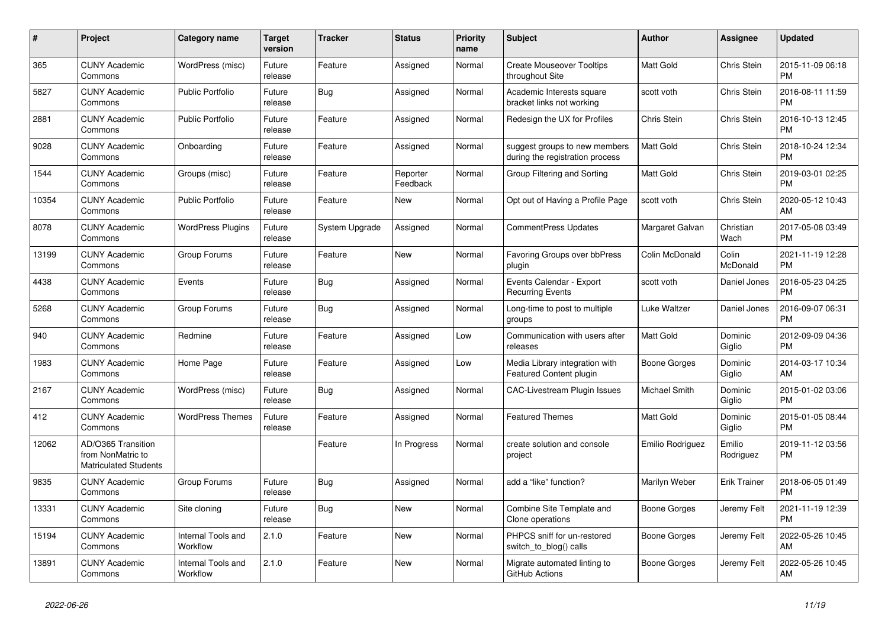| # | Project | Category name | Target version | Tracker | Status | Priority name | Subject | Author | Assignee | Updated |
|---|---|---|---|---|---|---|---|---|---|---|
| 365 | CUNY Academic Commons | WordPress (misc) | Future release | Feature | Assigned | Normal | Create Mouseover Tooltips throughout Site | Matt Gold | Chris Stein | 2015-11-09 06:18 PM |
| 5827 | CUNY Academic Commons | Public Portfolio | Future release | Bug | Assigned | Normal | Academic Interests square bracket links not working | scott voth | Chris Stein | 2016-08-11 11:59 PM |
| 2881 | CUNY Academic Commons | Public Portfolio | Future release | Feature | Assigned | Normal | Redesign the UX for Profiles | Chris Stein | Chris Stein | 2016-10-13 12:45 PM |
| 9028 | CUNY Academic Commons | Onboarding | Future release | Feature | Assigned | Normal | suggest groups to new members during the registration process | Matt Gold | Chris Stein | 2018-10-24 12:34 PM |
| 1544 | CUNY Academic Commons | Groups (misc) | Future release | Feature | Reporter Feedback | Normal | Group Filtering and Sorting | Matt Gold | Chris Stein | 2019-03-01 02:25 PM |
| 10354 | CUNY Academic Commons | Public Portfolio | Future release | Feature | New | Normal | Opt out of Having a Profile Page | scott voth | Chris Stein | 2020-05-12 10:43 AM |
| 8078 | CUNY Academic Commons | WordPress Plugins | Future release | System Upgrade | Assigned | Normal | CommentPress Updates | Margaret Galvan | Christian Wach | 2017-05-08 03:49 PM |
| 13199 | CUNY Academic Commons | Group Forums | Future release | Feature | New | Normal | Favoring Groups over bbPress plugin | Colin McDonald | Colin McDonald | 2021-11-19 12:28 PM |
| 4438 | CUNY Academic Commons | Events | Future release | Bug | Assigned | Normal | Events Calendar - Export Recurring Events | scott voth | Daniel Jones | 2016-05-23 04:25 PM |
| 5268 | CUNY Academic Commons | Group Forums | Future release | Bug | Assigned | Normal | Long-time to post to multiple groups | Luke Waltzer | Daniel Jones | 2016-09-07 06:31 PM |
| 940 | CUNY Academic Commons | Redmine | Future release | Feature | Assigned | Low | Communication with users after releases | Matt Gold | Dominic Giglio | 2012-09-09 04:36 PM |
| 1983 | CUNY Academic Commons | Home Page | Future release | Feature | Assigned | Low | Media Library integration with Featured Content plugin | Boone Gorges | Dominic Giglio | 2014-03-17 10:34 AM |
| 2167 | CUNY Academic Commons | WordPress (misc) | Future release | Bug | Assigned | Normal | CAC-Livestream Plugin Issues | Michael Smith | Dominic Giglio | 2015-01-02 03:06 PM |
| 412 | CUNY Academic Commons | WordPress Themes | Future release | Feature | Assigned | Normal | Featured Themes | Matt Gold | Dominic Giglio | 2015-01-05 08:44 PM |
| 12062 | AD/O365 Transition from NonMatric to Matriculated Students | | | Feature | In Progress | Normal | create solution and console project | Emilio Rodriguez | Emilio Rodriguez | 2019-11-12 03:56 PM |
| 9835 | CUNY Academic Commons | Group Forums | Future release | Bug | Assigned | Normal | add a "like" function? | Marilyn Weber | Erik Trainer | 2018-06-05 01:49 PM |
| 13331 | CUNY Academic Commons | Site cloning | Future release | Bug | New | Normal | Combine Site Template and Clone operations | Boone Gorges | Jeremy Felt | 2021-11-19 12:39 PM |
| 15194 | CUNY Academic Commons | Internal Tools and Workflow | 2.1.0 | Feature | New | Normal | PHPCS sniff for un-restored switch_to_blog() calls | Boone Gorges | Jeremy Felt | 2022-05-26 10:45 AM |
| 13891 | CUNY Academic Commons | Internal Tools and Workflow | 2.1.0 | Feature | New | Normal | Migrate automated linting to GitHub Actions | Boone Gorges | Jeremy Felt | 2022-05-26 10:45 AM |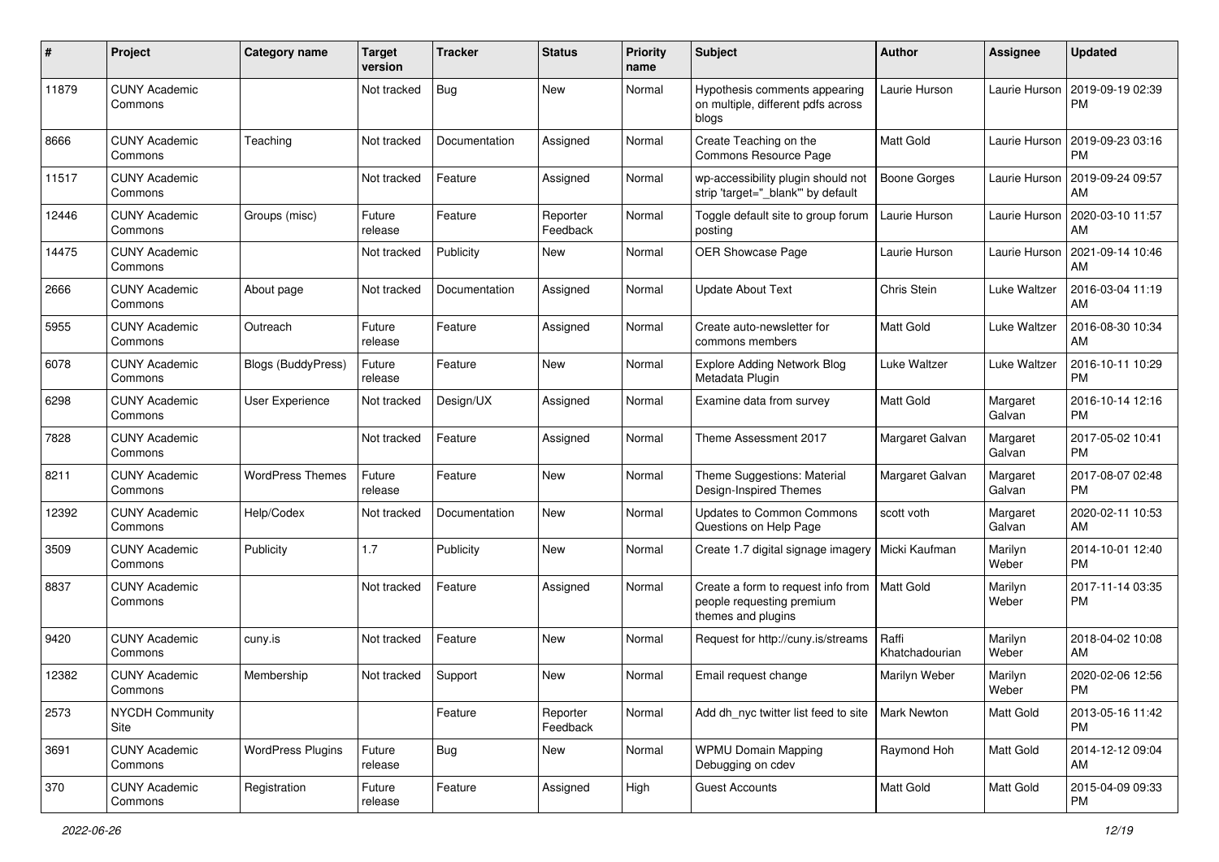| # | Project | Category name | Target version | Tracker | Status | Priority name | Subject | Author | Assignee | Updated |
|---|---|---|---|---|---|---|---|---|---|---|
| 11879 | CUNY Academic Commons | | Not tracked | Bug | New | Normal | Hypothesis comments appearing on multiple, different pdfs across blogs | Laurie Hurson | Laurie Hurson | 2019-09-19 02:39 PM |
| 8666 | CUNY Academic Commons | Teaching | Not tracked | Documentation | Assigned | Normal | Create Teaching on the Commons Resource Page | Matt Gold | Laurie Hurson | 2019-09-23 03:16 PM |
| 11517 | CUNY Academic Commons | | Not tracked | Feature | Assigned | Normal | wp-accessibility plugin should not strip 'target="_blank"' by default | Boone Gorges | Laurie Hurson | 2019-09-24 09:57 AM |
| 12446 | CUNY Academic Commons | Groups (misc) | Future release | Feature | Reporter Feedback | Normal | Toggle default site to group forum posting | Laurie Hurson | Laurie Hurson | 2020-03-10 11:57 AM |
| 14475 | CUNY Academic Commons | | Not tracked | Publicity | New | Normal | OER Showcase Page | Laurie Hurson | Laurie Hurson | 2021-09-14 10:46 AM |
| 2666 | CUNY Academic Commons | About page | Not tracked | Documentation | Assigned | Normal | Update About Text | Chris Stein | Luke Waltzer | 2016-03-04 11:19 AM |
| 5955 | CUNY Academic Commons | Outreach | Future release | Feature | Assigned | Normal | Create auto-newsletter for commons members | Matt Gold | Luke Waltzer | 2016-08-30 10:34 AM |
| 6078 | CUNY Academic Commons | Blogs (BuddyPress) | Future release | Feature | New | Normal | Explore Adding Network Blog Metadata Plugin | Luke Waltzer | Luke Waltzer | 2016-10-11 10:29 PM |
| 6298 | CUNY Academic Commons | User Experience | Not tracked | Design/UX | Assigned | Normal | Examine data from survey | Matt Gold | Margaret Galvan | 2016-10-14 12:16 PM |
| 7828 | CUNY Academic Commons | | Not tracked | Feature | Assigned | Normal | Theme Assessment 2017 | Margaret Galvan | Margaret Galvan | 2017-05-02 10:41 PM |
| 8211 | CUNY Academic Commons | WordPress Themes | Future release | Feature | New | Normal | Theme Suggestions: Material Design-Inspired Themes | Margaret Galvan | Margaret Galvan | 2017-08-07 02:48 PM |
| 12392 | CUNY Academic Commons | Help/Codex | Not tracked | Documentation | New | Normal | Updates to Common Commons Questions on Help Page | scott voth | Margaret Galvan | 2020-02-11 10:53 AM |
| 3509 | CUNY Academic Commons | Publicity | 1.7 | Publicity | New | Normal | Create 1.7 digital signage imagery | Micki Kaufman | Marilyn Weber | 2014-10-01 12:40 PM |
| 8837 | CUNY Academic Commons | | Not tracked | Feature | Assigned | Normal | Create a form to request info from people requesting premium themes and plugins | Matt Gold | Marilyn Weber | 2017-11-14 03:35 PM |
| 9420 | CUNY Academic Commons | cuny.is | Not tracked | Feature | New | Normal | Request for http://cuny.is/streams | Raffi Khatchadourian | Marilyn Weber | 2018-04-02 10:08 AM |
| 12382 | CUNY Academic Commons | Membership | Not tracked | Support | New | Normal | Email request change | Marilyn Weber | Marilyn Weber | 2020-02-06 12:56 PM |
| 2573 | NYCDH Community Site | | | Feature | Reporter Feedback | Normal | Add dh_nyc twitter list feed to site | Mark Newton | Matt Gold | 2013-05-16 11:42 PM |
| 3691 | CUNY Academic Commons | WordPress Plugins | Future release | Bug | New | Normal | WPMU Domain Mapping Debugging on cdev | Raymond Hoh | Matt Gold | 2014-12-12 09:04 AM |
| 370 | CUNY Academic Commons | Registration | Future release | Feature | Assigned | High | Guest Accounts | Matt Gold | Matt Gold | 2015-04-09 09:33 PM |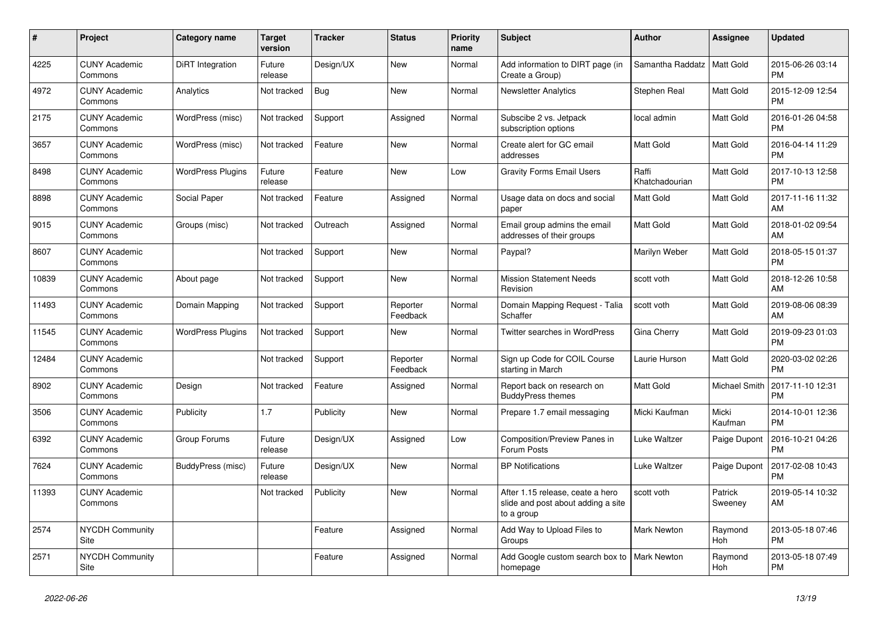| # | Project | Category name | Target version | Tracker | Status | Priority name | Subject | Author | Assignee | Updated |
|---|---|---|---|---|---|---|---|---|---|---|
| 4225 | CUNY Academic Commons | DiRT Integration | Future release | Design/UX | New | Normal | Add information to DIRT page (in Create a Group) | Samantha Raddatz | Matt Gold | 2015-06-26 03:14 PM |
| 4972 | CUNY Academic Commons | Analytics | Not tracked | Bug | New | Normal | Newsletter Analytics | Stephen Real | Matt Gold | 2015-12-09 12:54 PM |
| 2175 | CUNY Academic Commons | WordPress (misc) | Not tracked | Support | Assigned | Normal | Subscibe 2 vs. Jetpack subscription options | local admin | Matt Gold | 2016-01-26 04:58 PM |
| 3657 | CUNY Academic Commons | WordPress (misc) | Not tracked | Feature | New | Normal | Create alert for GC email addresses | Matt Gold | Matt Gold | 2016-04-14 11:29 PM |
| 8498 | CUNY Academic Commons | WordPress Plugins | Future release | Feature | New | Low | Gravity Forms Email Users | Raffi Khatchadourian | Matt Gold | 2017-10-13 12:58 PM |
| 8898 | CUNY Academic Commons | Social Paper | Not tracked | Feature | Assigned | Normal | Usage data on docs and social paper | Matt Gold | Matt Gold | 2017-11-16 11:32 AM |
| 9015 | CUNY Academic Commons | Groups (misc) | Not tracked | Outreach | Assigned | Normal | Email group admins the email addresses of their groups | Matt Gold | Matt Gold | 2018-01-02 09:54 AM |
| 8607 | CUNY Academic Commons | | Not tracked | Support | New | Normal | Paypal? | Marilyn Weber | Matt Gold | 2018-05-15 01:37 PM |
| 10839 | CUNY Academic Commons | About page | Not tracked | Support | New | Normal | Mission Statement Needs Revision | scott voth | Matt Gold | 2018-12-26 10:58 AM |
| 11493 | CUNY Academic Commons | Domain Mapping | Not tracked | Support | Reporter Feedback | Normal | Domain Mapping Request - Talia Schaffer | scott voth | Matt Gold | 2019-08-06 08:39 AM |
| 11545 | CUNY Academic Commons | WordPress Plugins | Not tracked | Support | New | Normal | Twitter searches in WordPress | Gina Cherry | Matt Gold | 2019-09-23 01:03 PM |
| 12484 | CUNY Academic Commons | | Not tracked | Support | Reporter Feedback | Normal | Sign up Code for COIL Course starting in March | Laurie Hurson | Matt Gold | 2020-03-02 02:26 PM |
| 8902 | CUNY Academic Commons | Design | Not tracked | Feature | Assigned | Normal | Report back on research on BuddyPress themes | Matt Gold | Michael Smith | 2017-11-10 12:31 PM |
| 3506 | CUNY Academic Commons | Publicity | 1.7 | Publicity | New | Normal | Prepare 1.7 email messaging | Micki Kaufman | Micki Kaufman | 2014-10-01 12:36 PM |
| 6392 | CUNY Academic Commons | Group Forums | Future release | Design/UX | Assigned | Low | Composition/Preview Panes in Forum Posts | Luke Waltzer | Paige Dupont | 2016-10-21 04:26 PM |
| 7624 | CUNY Academic Commons | BuddyPress (misc) | Future release | Design/UX | New | Normal | BP Notifications | Luke Waltzer | Paige Dupont | 2017-02-08 10:43 PM |
| 11393 | CUNY Academic Commons | | Not tracked | Publicity | New | Normal | After 1.15 release, ceate a hero slide and post about adding a site to a group | scott voth | Patrick Sweeney | 2019-05-14 10:32 AM |
| 2574 | NYCDH Community Site | | | Feature | Assigned | Normal | Add Way to Upload Files to Groups | Mark Newton | Raymond Hoh | 2013-05-18 07:46 PM |
| 2571 | NYCDH Community Site | | | Feature | Assigned | Normal | Add Google custom search box to homepage | Mark Newton | Raymond Hoh | 2013-05-18 07:49 PM |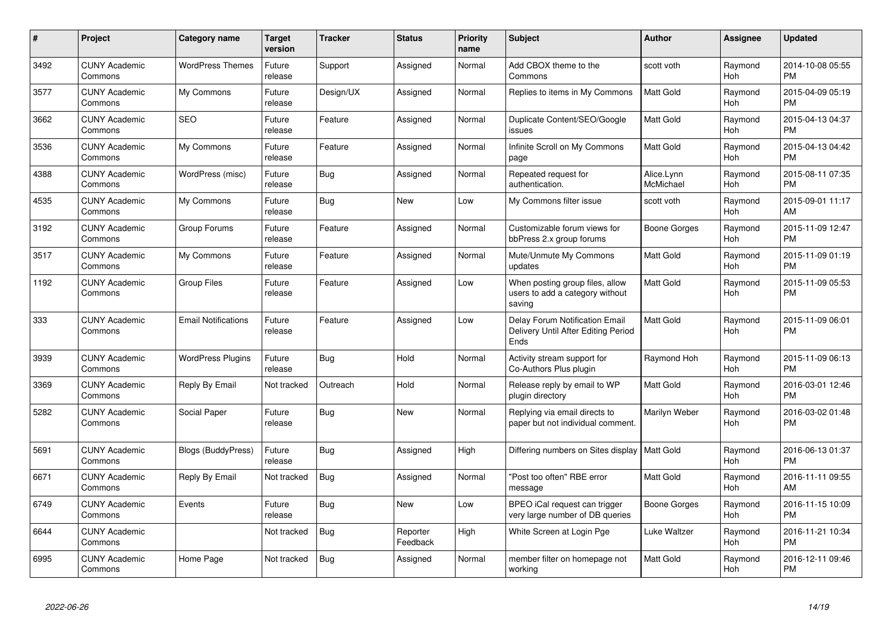| # | Project | Category name | Target version | Tracker | Status | Priority name | Subject | Author | Assignee | Updated |
|---|---|---|---|---|---|---|---|---|---|---|
| 3492 | CUNY Academic Commons | WordPress Themes | Future release | Support | Assigned | Normal | Add CBOX theme to the Commons | scott voth | Raymond Hoh | 2014-10-08 05:55 PM |
| 3577 | CUNY Academic Commons | My Commons | Future release | Design/UX | Assigned | Normal | Replies to items in My Commons | Matt Gold | Raymond Hoh | 2015-04-09 05:19 PM |
| 3662 | CUNY Academic Commons | SEO | Future release | Feature | Assigned | Normal | Duplicate Content/SEO/Google issues | Matt Gold | Raymond Hoh | 2015-04-13 04:37 PM |
| 3536 | CUNY Academic Commons | My Commons | Future release | Feature | Assigned | Normal | Infinite Scroll on My Commons page | Matt Gold | Raymond Hoh | 2015-04-13 04:42 PM |
| 4388 | CUNY Academic Commons | WordPress (misc) | Future release | Bug | Assigned | Normal | Repeated request for authentication. | Alice.Lynn McMichael | Raymond Hoh | 2015-08-11 07:35 PM |
| 4535 | CUNY Academic Commons | My Commons | Future release | Bug | New | Low | My Commons filter issue | scott voth | Raymond Hoh | 2015-09-01 11:17 AM |
| 3192 | CUNY Academic Commons | Group Forums | Future release | Feature | Assigned | Normal | Customizable forum views for bbPress 2.x group forums | Boone Gorges | Raymond Hoh | 2015-11-09 12:47 PM |
| 3517 | CUNY Academic Commons | My Commons | Future release | Feature | Assigned | Normal | Mute/Unmute My Commons updates | Matt Gold | Raymond Hoh | 2015-11-09 01:19 PM |
| 1192 | CUNY Academic Commons | Group Files | Future release | Feature | Assigned | Low | When posting group files, allow users to add a category without saving | Matt Gold | Raymond Hoh | 2015-11-09 05:53 PM |
| 333 | CUNY Academic Commons | Email Notifications | Future release | Feature | Assigned | Low | Delay Forum Notification Email Delivery Until After Editing Period Ends | Matt Gold | Raymond Hoh | 2015-11-09 06:01 PM |
| 3939 | CUNY Academic Commons | WordPress Plugins | Future release | Bug | Hold | Normal | Activity stream support for Co-Authors Plus plugin | Raymond Hoh | Raymond Hoh | 2015-11-09 06:13 PM |
| 3369 | CUNY Academic Commons | Reply By Email | Not tracked | Outreach | Hold | Normal | Release reply by email to WP plugin directory | Matt Gold | Raymond Hoh | 2016-03-01 12:46 PM |
| 5282 | CUNY Academic Commons | Social Paper | Future release | Bug | New | Normal | Replying via email directs to paper but not individual comment. | Marilyn Weber | Raymond Hoh | 2016-03-02 01:48 PM |
| 5691 | CUNY Academic Commons | Blogs (BuddyPress) | Future release | Bug | Assigned | High | Differing numbers on Sites display | Matt Gold | Raymond Hoh | 2016-06-13 01:37 PM |
| 6671 | CUNY Academic Commons | Reply By Email | Not tracked | Bug | Assigned | Normal | "Post too often" RBE error message | Matt Gold | Raymond Hoh | 2016-11-11 09:55 AM |
| 6749 | CUNY Academic Commons | Events | Future release | Bug | New | Low | BPEO iCal request can trigger very large number of DB queries | Boone Gorges | Raymond Hoh | 2016-11-15 10:09 PM |
| 6644 | CUNY Academic Commons | | Not tracked | Bug | Reporter Feedback | High | White Screen at Login Pge | Luke Waltzer | Raymond Hoh | 2016-11-21 10:34 PM |
| 6995 | CUNY Academic Commons | Home Page | Not tracked | Bug | Assigned | Normal | member filter on homepage not working | Matt Gold | Raymond Hoh | 2016-12-11 09:46 PM |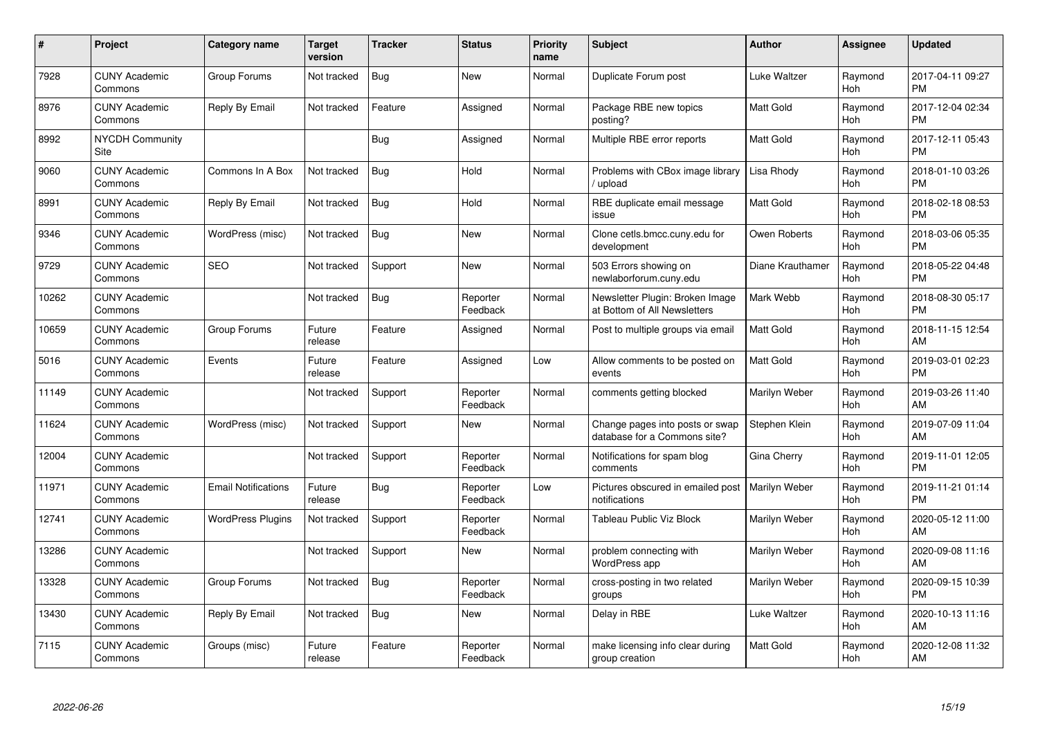| # | Project | Category name | Target version | Tracker | Status | Priority name | Subject | Author | Assignee | Updated |
|---|---|---|---|---|---|---|---|---|---|---|
| 7928 | CUNY Academic Commons | Group Forums | Not tracked | Bug | New | Normal | Duplicate Forum post | Luke Waltzer | Raymond Hoh | 2017-04-11 09:27 PM |
| 8976 | CUNY Academic Commons | Reply By Email | Not tracked | Feature | Assigned | Normal | Package RBE new topics posting? | Matt Gold | Raymond Hoh | 2017-12-04 02:34 PM |
| 8992 | NYCDH Community Site | | | Bug | Assigned | Normal | Multiple RBE error reports | Matt Gold | Raymond Hoh | 2017-12-11 05:43 PM |
| 9060 | CUNY Academic Commons | Commons In A Box | Not tracked | Bug | Hold | Normal | Problems with CBox image library / upload | Lisa Rhody | Raymond Hoh | 2018-01-10 03:26 PM |
| 8991 | CUNY Academic Commons | Reply By Email | Not tracked | Bug | Hold | Normal | RBE duplicate email message issue | Matt Gold | Raymond Hoh | 2018-02-18 08:53 PM |
| 9346 | CUNY Academic Commons | WordPress (misc) | Not tracked | Bug | New | Normal | Clone cetls.bmcc.cuny.edu for development | Owen Roberts | Raymond Hoh | 2018-03-06 05:35 PM |
| 9729 | CUNY Academic Commons | SEO | Not tracked | Support | New | Normal | 503 Errors showing on newlaborforum.cuny.edu | Diane Krauthamer | Raymond Hoh | 2018-05-22 04:48 PM |
| 10262 | CUNY Academic Commons | | Not tracked | Bug | Reporter Feedback | Normal | Newsletter Plugin: Broken Image at Bottom of All Newsletters | Mark Webb | Raymond Hoh | 2018-08-30 05:17 PM |
| 10659 | CUNY Academic Commons | Group Forums | Future release | Feature | Assigned | Normal | Post to multiple groups via email | Matt Gold | Raymond Hoh | 2018-11-15 12:54 AM |
| 5016 | CUNY Academic Commons | Events | Future release | Feature | Assigned | Low | Allow comments to be posted on events | Matt Gold | Raymond Hoh | 2019-03-01 02:23 PM |
| 11149 | CUNY Academic Commons | | Not tracked | Support | Reporter Feedback | Normal | comments getting blocked | Marilyn Weber | Raymond Hoh | 2019-03-26 11:40 AM |
| 11624 | CUNY Academic Commons | WordPress (misc) | Not tracked | Support | New | Normal | Change pages into posts or swap database for a Commons site? | Stephen Klein | Raymond Hoh | 2019-07-09 11:04 AM |
| 12004 | CUNY Academic Commons | | Not tracked | Support | Reporter Feedback | Normal | Notifications for spam blog comments | Gina Cherry | Raymond Hoh | 2019-11-01 12:05 PM |
| 11971 | CUNY Academic Commons | Email Notifications | Future release | Bug | Reporter Feedback | Low | Pictures obscured in emailed post notifications | Marilyn Weber | Raymond Hoh | 2019-11-21 01:14 PM |
| 12741 | CUNY Academic Commons | WordPress Plugins | Not tracked | Support | Reporter Feedback | Normal | Tableau Public Viz Block | Marilyn Weber | Raymond Hoh | 2020-05-12 11:00 AM |
| 13286 | CUNY Academic Commons | | Not tracked | Support | New | Normal | problem connecting with WordPress app | Marilyn Weber | Raymond Hoh | 2020-09-08 11:16 AM |
| 13328 | CUNY Academic Commons | Group Forums | Not tracked | Bug | Reporter Feedback | Normal | cross-posting in two related groups | Marilyn Weber | Raymond Hoh | 2020-09-15 10:39 PM |
| 13430 | CUNY Academic Commons | Reply By Email | Not tracked | Bug | New | Normal | Delay in RBE | Luke Waltzer | Raymond Hoh | 2020-10-13 11:16 AM |
| 7115 | CUNY Academic Commons | Groups (misc) | Future release | Feature | Reporter Feedback | Normal | make licensing info clear during group creation | Matt Gold | Raymond Hoh | 2020-12-08 11:32 AM |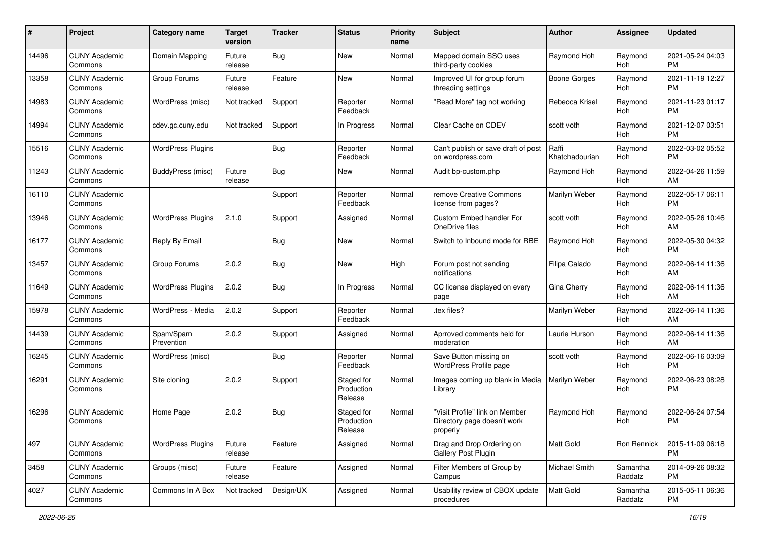| # | Project | Category name | Target version | Tracker | Status | Priority name | Subject | Author | Assignee | Updated |
|---|---|---|---|---|---|---|---|---|---|---|
| 14496 | CUNY Academic Commons | Domain Mapping | Future release | Bug | New | Normal | Mapped domain SSO uses third-party cookies | Raymond Hoh | Raymond Hoh | 2021-05-24 04:03 PM |
| 13358 | CUNY Academic Commons | Group Forums | Future release | Feature | New | Normal | Improved UI for group forum threading settings | Boone Gorges | Raymond Hoh | 2021-11-19 12:27 PM |
| 14983 | CUNY Academic Commons | WordPress (misc) | Not tracked | Support | Reporter Feedback | Normal | "Read More" tag not working | Rebecca Krisel | Raymond Hoh | 2021-11-23 01:17 PM |
| 14994 | CUNY Academic Commons | cdev.gc.cuny.edu | Not tracked | Support | In Progress | Normal | Clear Cache on CDEV | scott voth | Raymond Hoh | 2021-12-07 03:51 PM |
| 15516 | CUNY Academic Commons | WordPress Plugins | | Bug | Reporter Feedback | Normal | Can't publish or save draft of post on wordpress.com | Raffi Khatchadourian | Raymond Hoh | 2022-03-02 05:52 PM |
| 11243 | CUNY Academic Commons | BuddyPress (misc) | Future release | Bug | New | Normal | Audit bp-custom.php | Raymond Hoh | Raymond Hoh | 2022-04-26 11:59 AM |
| 16110 | CUNY Academic Commons | | | Support | Reporter Feedback | Normal | remove Creative Commons license from pages? | Marilyn Weber | Raymond Hoh | 2022-05-17 06:11 PM |
| 13946 | CUNY Academic Commons | WordPress Plugins | 2.1.0 | Support | Assigned | Normal | Custom Embed handler For OneDrive files | scott voth | Raymond Hoh | 2022-05-26 10:46 AM |
| 16177 | CUNY Academic Commons | Reply By Email | | Bug | New | Normal | Switch to Inbound mode for RBE | Raymond Hoh | Raymond Hoh | 2022-05-30 04:32 PM |
| 13457 | CUNY Academic Commons | Group Forums | 2.0.2 | Bug | New | High | Forum post not sending notifications | Filipa Calado | Raymond Hoh | 2022-06-14 11:36 AM |
| 11649 | CUNY Academic Commons | WordPress Plugins | 2.0.2 | Bug | In Progress | Normal | CC license displayed on every page | Gina Cherry | Raymond Hoh | 2022-06-14 11:36 AM |
| 15978 | CUNY Academic Commons | WordPress - Media | 2.0.2 | Support | Reporter Feedback | Normal | .tex files? | Marilyn Weber | Raymond Hoh | 2022-06-14 11:36 AM |
| 14439 | CUNY Academic Commons | Spam/Spam Prevention | 2.0.2 | Support | Assigned | Normal | Aprroved comments held for moderation | Laurie Hurson | Raymond Hoh | 2022-06-14 11:36 AM |
| 16245 | CUNY Academic Commons | WordPress (misc) | | Bug | Reporter Feedback | Normal | Save Button missing on WordPress Profile page | scott voth | Raymond Hoh | 2022-06-16 03:09 PM |
| 16291 | CUNY Academic Commons | Site cloning | 2.0.2 | Support | Staged for Production Release | Normal | Images coming up blank in Media Library | Marilyn Weber | Raymond Hoh | 2022-06-23 08:28 PM |
| 16296 | CUNY Academic Commons | Home Page | 2.0.2 | Bug | Staged for Production Release | Normal | "Visit Profile" link on Member Directory page doesn't work properly | Raymond Hoh | Raymond Hoh | 2022-06-24 07:54 PM |
| 497 | CUNY Academic Commons | WordPress Plugins | Future release | Feature | Assigned | Normal | Drag and Drop Ordering on Gallery Post Plugin | Matt Gold | Ron Rennick | 2015-11-09 06:18 PM |
| 3458 | CUNY Academic Commons | Groups (misc) | Future release | Feature | Assigned | Normal | Filter Members of Group by Campus | Michael Smith | Samantha Raddatz | 2014-09-26 08:32 PM |
| 4027 | CUNY Academic Commons | Commons In A Box | Not tracked | Design/UX | Assigned | Normal | Usability review of CBOX update procedures | Matt Gold | Samantha Raddatz | 2015-05-11 06:36 PM |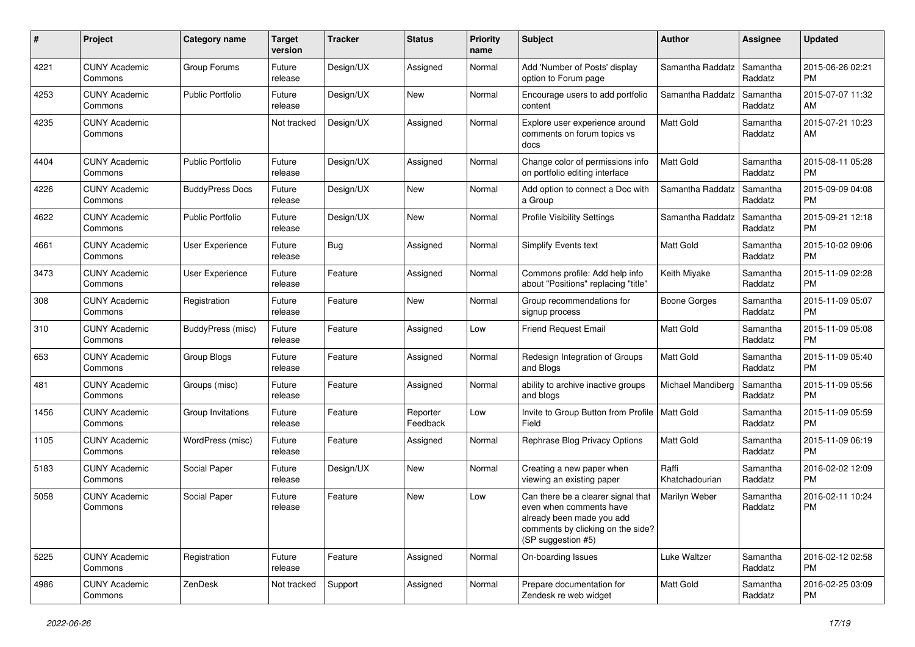| # | Project | Category name | Target version | Tracker | Status | Priority name | Subject | Author | Assignee | Updated |
|---|---|---|---|---|---|---|---|---|---|---|
| 4221 | CUNY Academic Commons | Group Forums | Future release | Design/UX | Assigned | Normal | Add 'Number of Posts' display option to Forum page | Samantha Raddatz | Samantha Raddatz | 2015-06-26 02:21 PM |
| 4253 | CUNY Academic Commons | Public Portfolio | Future release | Design/UX | New | Normal | Encourage users to add portfolio content | Samantha Raddatz | Samantha Raddatz | 2015-07-07 11:32 AM |
| 4235 | CUNY Academic Commons | | Not tracked | Design/UX | Assigned | Normal | Explore user experience around comments on forum topics vs docs | Matt Gold | Samantha Raddatz | 2015-07-21 10:23 AM |
| 4404 | CUNY Academic Commons | Public Portfolio | Future release | Design/UX | Assigned | Normal | Change color of permissions info on portfolio editing interface | Matt Gold | Samantha Raddatz | 2015-08-11 05:28 PM |
| 4226 | CUNY Academic Commons | BuddyPress Docs | Future release | Design/UX | New | Normal | Add option to connect a Doc with a Group | Samantha Raddatz | Samantha Raddatz | 2015-09-09 04:08 PM |
| 4622 | CUNY Academic Commons | Public Portfolio | Future release | Design/UX | New | Normal | Profile Visibility Settings | Samantha Raddatz | Samantha Raddatz | 2015-09-21 12:18 PM |
| 4661 | CUNY Academic Commons | User Experience | Future release | Bug | Assigned | Normal | Simplify Events text | Matt Gold | Samantha Raddatz | 2015-10-02 09:06 PM |
| 3473 | CUNY Academic Commons | User Experience | Future release | Feature | Assigned | Normal | Commons profile: Add help info about "Positions" replacing "title" | Keith Miyake | Samantha Raddatz | 2015-11-09 02:28 PM |
| 308 | CUNY Academic Commons | Registration | Future release | Feature | New | Normal | Group recommendations for signup process | Boone Gorges | Samantha Raddatz | 2015-11-09 05:07 PM |
| 310 | CUNY Academic Commons | BuddyPress (misc) | Future release | Feature | Assigned | Low | Friend Request Email | Matt Gold | Samantha Raddatz | 2015-11-09 05:08 PM |
| 653 | CUNY Academic Commons | Group Blogs | Future release | Feature | Assigned | Normal | Redesign Integration of Groups and Blogs | Matt Gold | Samantha Raddatz | 2015-11-09 05:40 PM |
| 481 | CUNY Academic Commons | Groups (misc) | Future release | Feature | Assigned | Normal | ability to archive inactive groups and blogs | Michael Mandiberg | Samantha Raddatz | 2015-11-09 05:56 PM |
| 1456 | CUNY Academic Commons | Group Invitations | Future release | Feature | Reporter Feedback | Low | Invite to Group Button from Profile Field | Matt Gold | Samantha Raddatz | 2015-11-09 05:59 PM |
| 1105 | CUNY Academic Commons | WordPress (misc) | Future release | Feature | Assigned | Normal | Rephrase Blog Privacy Options | Matt Gold | Samantha Raddatz | 2015-11-09 06:19 PM |
| 5183 | CUNY Academic Commons | Social Paper | Future release | Design/UX | New | Normal | Creating a new paper when viewing an existing paper | Raffi Khatchadourian | Samantha Raddatz | 2016-02-02 12:09 PM |
| 5058 | CUNY Academic Commons | Social Paper | Future release | Feature | New | Low | Can there be a clearer signal that even when comments have already been made you add comments by clicking on the side? (SP suggestion #5) | Marilyn Weber | Samantha Raddatz | 2016-02-11 10:24 PM |
| 5225 | CUNY Academic Commons | Registration | Future release | Feature | Assigned | Normal | On-boarding Issues | Luke Waltzer | Samantha Raddatz | 2016-02-12 02:58 PM |
| 4986 | CUNY Academic Commons | ZenDesk | Not tracked | Support | Assigned | Normal | Prepare documentation for Zendesk re web widget | Matt Gold | Samantha Raddatz | 2016-02-25 03:09 PM |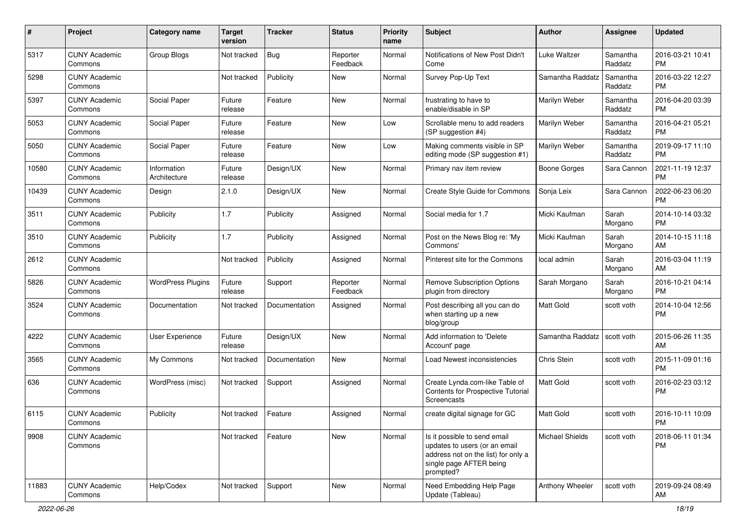| # | Project | Category name | Target version | Tracker | Status | Priority name | Subject | Author | Assignee | Updated |
|---|---|---|---|---|---|---|---|---|---|---|
| 5317 | CUNY Academic Commons | Group Blogs | Not tracked | Bug | Reporter Feedback | Normal | Notifications of New Post Didn't Come | Luke Waltzer | Samantha Raddatz | 2016-03-21 10:41 PM |
| 5298 | CUNY Academic Commons | | Not tracked | Publicity | New | Normal | Survey Pop-Up Text | Samantha Raddatz | Samantha Raddatz | 2016-03-22 12:27 PM |
| 5397 | CUNY Academic Commons | Social Paper | Future release | Feature | New | Normal | frustrating to have to enable/disable in SP | Marilyn Weber | Samantha Raddatz | 2016-04-20 03:39 PM |
| 5053 | CUNY Academic Commons | Social Paper | Future release | Feature | New | Low | Scrollable menu to add readers (SP suggestion #4) | Marilyn Weber | Samantha Raddatz | 2016-04-21 05:21 PM |
| 5050 | CUNY Academic Commons | Social Paper | Future release | Feature | New | Low | Making comments visible in SP editing mode (SP suggestion #1) | Marilyn Weber | Samantha Raddatz | 2019-09-17 11:10 PM |
| 10580 | CUNY Academic Commons | Information Architecture | Future release | Design/UX | New | Normal | Primary nav item review | Boone Gorges | Sara Cannon | 2021-11-19 12:37 PM |
| 10439 | CUNY Academic Commons | Design | 2.1.0 | Design/UX | New | Normal | Create Style Guide for Commons | Sonja Leix | Sara Cannon | 2022-06-23 06:20 PM |
| 3511 | CUNY Academic Commons | Publicity | 1.7 | Publicity | Assigned | Normal | Social media for 1.7 | Micki Kaufman | Sarah Morgano | 2014-10-14 03:32 PM |
| 3510 | CUNY Academic Commons | Publicity | 1.7 | Publicity | Assigned | Normal | Post on the News Blog re: 'My Commons' | Micki Kaufman | Sarah Morgano | 2014-10-15 11:18 AM |
| 2612 | CUNY Academic Commons | | Not tracked | Publicity | Assigned | Normal | Pinterest site for the Commons | local admin | Sarah Morgano | 2016-03-04 11:19 AM |
| 5826 | CUNY Academic Commons | WordPress Plugins | Future release | Support | Reporter Feedback | Normal | Remove Subscription Options plugin from directory | Sarah Morgano | Sarah Morgano | 2016-10-21 04:14 PM |
| 3524 | CUNY Academic Commons | Documentation | Not tracked | Documentation | Assigned | Normal | Post describing all you can do when starting up a new blog/group | Matt Gold | scott voth | 2014-10-04 12:56 PM |
| 4222 | CUNY Academic Commons | User Experience | Future release | Design/UX | New | Normal | Add information to 'Delete Account' page | Samantha Raddatz | scott voth | 2015-06-26 11:35 AM |
| 3565 | CUNY Academic Commons | My Commons | Not tracked | Documentation | New | Normal | Load Newest inconsistencies | Chris Stein | scott voth | 2015-11-09 01:16 PM |
| 636 | CUNY Academic Commons | WordPress (misc) | Not tracked | Support | Assigned | Normal | Create Lynda.com-like Table of Contents for Prospective Tutorial Screencasts | Matt Gold | scott voth | 2016-02-23 03:12 PM |
| 6115 | CUNY Academic Commons | Publicity | Not tracked | Feature | Assigned | Normal | create digital signage for GC | Matt Gold | scott voth | 2016-10-11 10:09 PM |
| 9908 | CUNY Academic Commons | | Not tracked | Feature | New | Normal | Is it possible to send email updates to users (or an email address not on the list) for only a single page AFTER being prompted? | Michael Shields | scott voth | 2018-06-11 01:34 PM |
| 11883 | CUNY Academic Commons | Help/Codex | Not tracked | Support | New | Normal | Need Embedding Help Page Update (Tableau) | Anthony Wheeler | scott voth | 2019-09-24 08:49 AM |

2022-06-26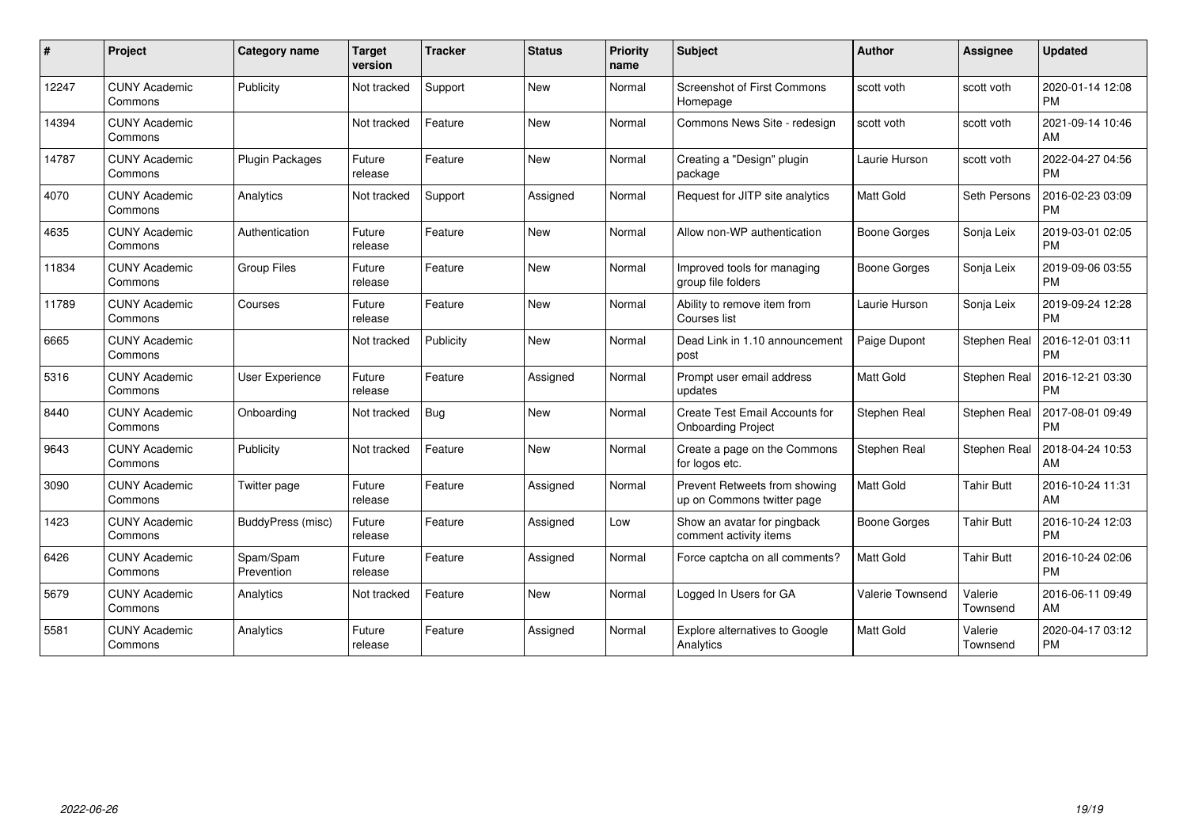| # | Project | Category name | Target version | Tracker | Status | Priority name | Subject | Author | Assignee | Updated |
|---|---|---|---|---|---|---|---|---|---|---|
| 12247 | CUNY Academic Commons | Publicity | Not tracked | Support | New | Normal | Screenshot of First Commons Homepage | scott voth | scott voth | 2020-01-14 12:08 PM |
| 14394 | CUNY Academic Commons | | Not tracked | Feature | New | Normal | Commons News Site - redesign | scott voth | scott voth | 2021-09-14 10:46 AM |
| 14787 | CUNY Academic Commons | Plugin Packages | Future release | Feature | New | Normal | Creating a "Design" plugin package | Laurie Hurson | scott voth | 2022-04-27 04:56 PM |
| 4070 | CUNY Academic Commons | Analytics | Not tracked | Support | Assigned | Normal | Request for JITP site analytics | Matt Gold | Seth Persons | 2016-02-23 03:09 PM |
| 4635 | CUNY Academic Commons | Authentication | Future release | Feature | New | Normal | Allow non-WP authentication | Boone Gorges | Sonja Leix | 2019-03-01 02:05 PM |
| 11834 | CUNY Academic Commons | Group Files | Future release | Feature | New | Normal | Improved tools for managing group file folders | Boone Gorges | Sonja Leix | 2019-09-06 03:55 PM |
| 11789 | CUNY Academic Commons | Courses | Future release | Feature | New | Normal | Ability to remove item from Courses list | Laurie Hurson | Sonja Leix | 2019-09-24 12:28 PM |
| 6665 | CUNY Academic Commons | | Not tracked | Publicity | New | Normal | Dead Link in 1.10 announcement post | Paige Dupont | Stephen Real | 2016-12-01 03:11 PM |
| 5316 | CUNY Academic Commons | User Experience | Future release | Feature | Assigned | Normal | Prompt user email address updates | Matt Gold | Stephen Real | 2016-12-21 03:30 PM |
| 8440 | CUNY Academic Commons | Onboarding | Not tracked | Bug | New | Normal | Create Test Email Accounts for Onboarding Project | Stephen Real | Stephen Real | 2017-08-01 09:49 PM |
| 9643 | CUNY Academic Commons | Publicity | Not tracked | Feature | New | Normal | Create a page on the Commons for logos etc. | Stephen Real | Stephen Real | 2018-04-24 10:53 AM |
| 3090 | CUNY Academic Commons | Twitter page | Future release | Feature | Assigned | Normal | Prevent Retweets from showing up on Commons twitter page | Matt Gold | Tahir Butt | 2016-10-24 11:31 AM |
| 1423 | CUNY Academic Commons | BuddyPress (misc) | Future release | Feature | Assigned | Low | Show an avatar for pingback comment activity items | Boone Gorges | Tahir Butt | 2016-10-24 12:03 PM |
| 6426 | CUNY Academic Commons | Spam/Spam Prevention | Future release | Feature | Assigned | Normal | Force captcha on all comments? | Matt Gold | Tahir Butt | 2016-10-24 02:06 PM |
| 5679 | CUNY Academic Commons | Analytics | Not tracked | Feature | New | Normal | Logged In Users for GA | Valerie Townsend | Valerie Townsend | 2016-06-11 09:49 AM |
| 5581 | CUNY Academic Commons | Analytics | Future release | Feature | Assigned | Normal | Explore alternatives to Google Analytics | Matt Gold | Valerie Townsend | 2020-04-17 03:12 PM |